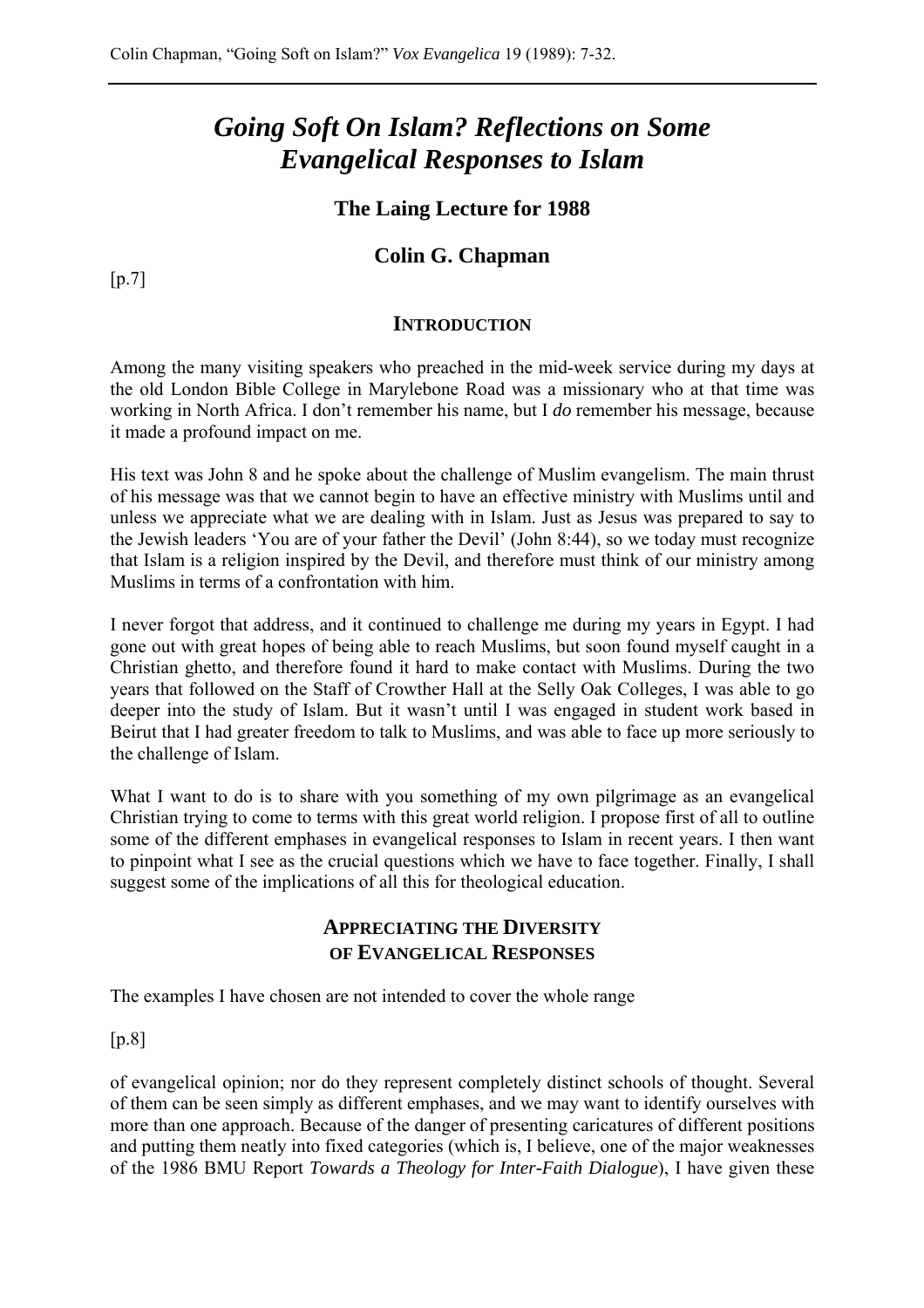# *Going Soft On Islam? Reflections on Some Evangelical Responses to Islam*

## The Laing Lecture for 1988

## Colin G. Chapman

[p.7]

### INTRODUCTION

Among the many visiting speakers who preached in the mid-week service during my days at the old London Bible College in Marylebone Road was a missionary who at that time was working in North Africa. I don't remember his name, but I *do* remember his message, because it made a profound impact on me.

His text was John 8 and he spoke about the challenge of Muslim evangelism. The main thrust of his message was that we cannot begin to have an effective ministry with Muslims until and unless we appreciate what we are dealing with in Islam. Just as Jesus was prepared to say to the Jewish leaders 'You are of your father the Devil' (John 8:44), so we today must recognize that Islam is a religion inspired by the Devil, and therefore must think of our ministry among Muslims in terms of a confrontation with him.

I never forgot that address, and it continued to challenge me during my years in Egypt. I had gone out with great hopes of being able to reach Muslims, but soon found myself caught in a Christian ghetto, and therefore found it hard to make contact with Muslims. During the two years that followed on the Staff of Crowther Hall at the Selly Oak Colleges, I was able to go deeper into the study of Islam. But it wasn't until I was engaged in student work based in Beirut that I had greater freedom to talk to Muslims, and was able to face up more seriously to the challenge of Islam.

What I want to do is to share with you something of my own pilgrimage as an evangelical Christian trying to come to terms with this great world religion. I propose first of all to outline some of the different emphases in evangelical responses to Islam in recent years. I then want to pinpoint what I see as the crucial questions which we have to face together. Finally, I shall suggest some of the implications of all this for theological education.

### APPRECIATING THE DIVERSITY OF EVANGELICAL RESPONSES

The examples I have chosen are not intended to cover the whole range

[p.8]

of evangelical opinion; nor do they represent completely distinct schools of thought. Several of them can be seen simply as different emphases, and we may want to identify ourselves with more than one approach. Because of the danger of presenting caricatures of different positions and putting them neatly into fixed categories (which is, I believe, one of the major weaknesses of the 1986 BMU Report *Towards a Theology for Inter-Faith Dialogue*), I have given these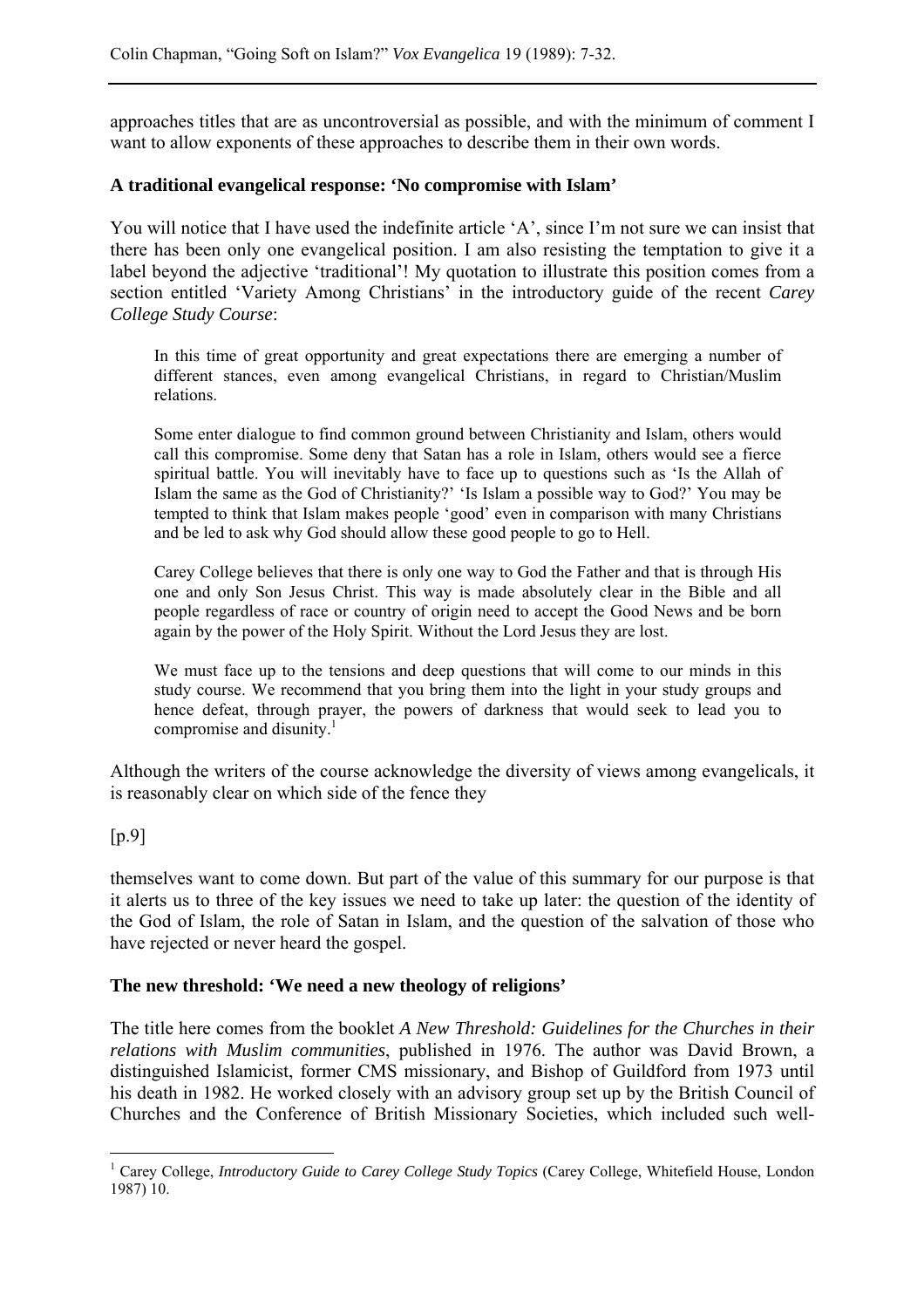approaches titles that are as uncontroversial as possible, and with the minimum of comment I want to allow exponents of these approaches to describe them in their own words.

**A traditional evangelical response: 'No compromise with Islam'**

You will notice that I have used the indefinite article 'A', since I'm not sure we can insist that there has been only one evangelical position. I am also resisting the temptation to give it a label beyond the adjective 'traditional'! My quotation to illustrate this position comes from a section entitled 'Variety Among Christians' in the introductory guide of the recent *Carey College Study Course*:

> In this time of great opportunity and great expectations there are emerging a number of different stances, even among evangelical Christians, in regard to Christian/Muslim relations.
>
> Some enter dialogue to find common ground between Christianity and Islam, others would call this compromise. Some deny that Satan has a role in Islam, others would see a fierce spiritual battle. You will inevitably have to face up to questions such as 'Is the Allah of Islam the same as the God of Christianity?' 'Is Islam a possible way to God?' You may be tempted to think that Islam makes people 'good' even in comparison with many Christians and be led to ask why God should allow these good people to go to Hell.
>
> Carey College believes that there is only one way to God the Father and that is through His one and only Son Jesus Christ. This way is made absolutely clear in the Bible and all people regardless of race or country of origin need to accept the Good News and be born again by the power of the Holy Spirit. Without the Lord Jesus they are lost.
>
> We must face up to the tensions and deep questions that will come to our minds in this study course. We recommend that you bring them into the light in your study groups and hence defeat, through prayer, the powers of darkness that would seek to lead you to compromise and disunity.[1]

Although the writers of the course acknowledge the diversity of views among evangelicals, it is reasonably clear on which side of the fence they

[p.9]

themselves want to come down. But part of the value of this summary for our purpose is that it alerts us to three of the key issues we need to take up later: the question of the identity of the God of Islam, the role of Satan in Islam, and the question of the salvation of those who have rejected or never heard the gospel.

**The new threshold: 'We need a new theology of religions'**

The title here comes from the booklet *A New Threshold: Guidelines for the Churches in their relations with Muslim communities*, published in 1976. The author was David Brown, a distinguished Islamicist, former CMS missionary, and Bishop of Guildford from 1973 until his death in 1982. He worked closely with an advisory group set up by the British Council of Churches and the Conference of British Missionary Societies, which included such well-

---

[1] Carey College, *Introductory Guide to Carey College Study Topics* (Carey College, Whitefield House, London 1987) 10.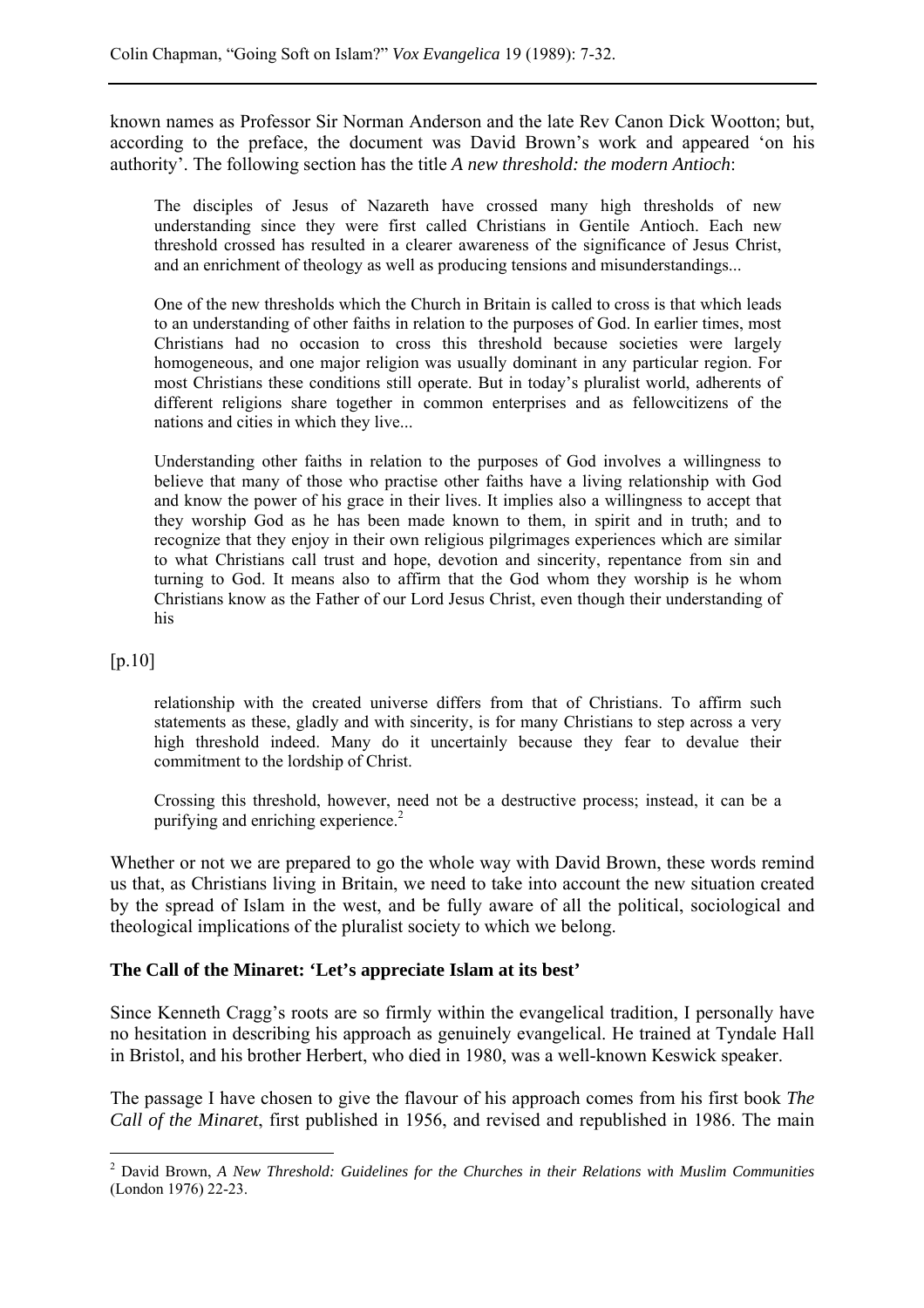known names as Professor Sir Norman Anderson and the late Rev Canon Dick Wootton; but, according to the preface, the document was David Brown's work and appeared 'on his authority'. The following section has the title *A new threshold: the modern Antioch*:

> The disciples of Jesus of Nazareth have crossed many high thresholds of new understanding since they were first called Christians in Gentile Antioch. Each new threshold crossed has resulted in a clearer awareness of the significance of Jesus Christ, and an enrichment of theology as well as producing tensions and misunderstandings...
>
> One of the new thresholds which the Church in Britain is called to cross is that which leads to an understanding of other faiths in relation to the purposes of God. In earlier times, most Christians had no occasion to cross this threshold because societies were largely homogeneous, and one major religion was usually dominant in any particular region. For most Christians these conditions still operate. But in today's pluralist world, adherents of different religions share together in common enterprises and as fellowcitizens of the nations and cities in which they live...
>
> Understanding other faiths in relation to the purposes of God involves a willingness to believe that many of those who practise other faiths have a living relationship with God and know the power of his grace in their lives. It implies also a willingness to accept that they worship God as he has been made known to them, in spirit and in truth; and to recognize that they enjoy in their own religious pilgrimages experiences which are similar to what Christians call trust and hope, devotion and sincerity, repentance from sin and turning to God. It means also to affirm that the God whom they worship is he whom Christians know as the Father of our Lord Jesus Christ, even though their understanding of his

[p.10]

> relationship with the created universe differs from that of Christians. To affirm such statements as these, gladly and with sincerity, is for many Christians to step across a very high threshold indeed. Many do it uncertainly because they fear to devalue their commitment to the lordship of Christ.
>
> Crossing this threshold, however, need not be a destructive process; instead, it can be a purifying and enriching experience.[2]

Whether or not we are prepared to go the whole way with David Brown, these words remind us that, as Christians living in Britain, we need to take into account the new situation created by the spread of Islam in the west, and be fully aware of all the political, sociological and theological implications of the pluralist society to which we belong.

**The Call of the Minaret: 'Let's appreciate Islam at its best'**

Since Kenneth Cragg's roots are so firmly within the evangelical tradition, I personally have no hesitation in describing his approach as genuinely evangelical. He trained at Tyndale Hall in Bristol, and his brother Herbert, who died in 1980, was a well-known Keswick speaker.

The passage I have chosen to give the flavour of his approach comes from his first book *The Call of the Minaret*, first published in 1956, and revised and republished in 1986. The main

---

[2] David Brown, *A New Threshold: Guidelines for the Churches in their Relations with Muslim Communities* (London 1976) 22-23.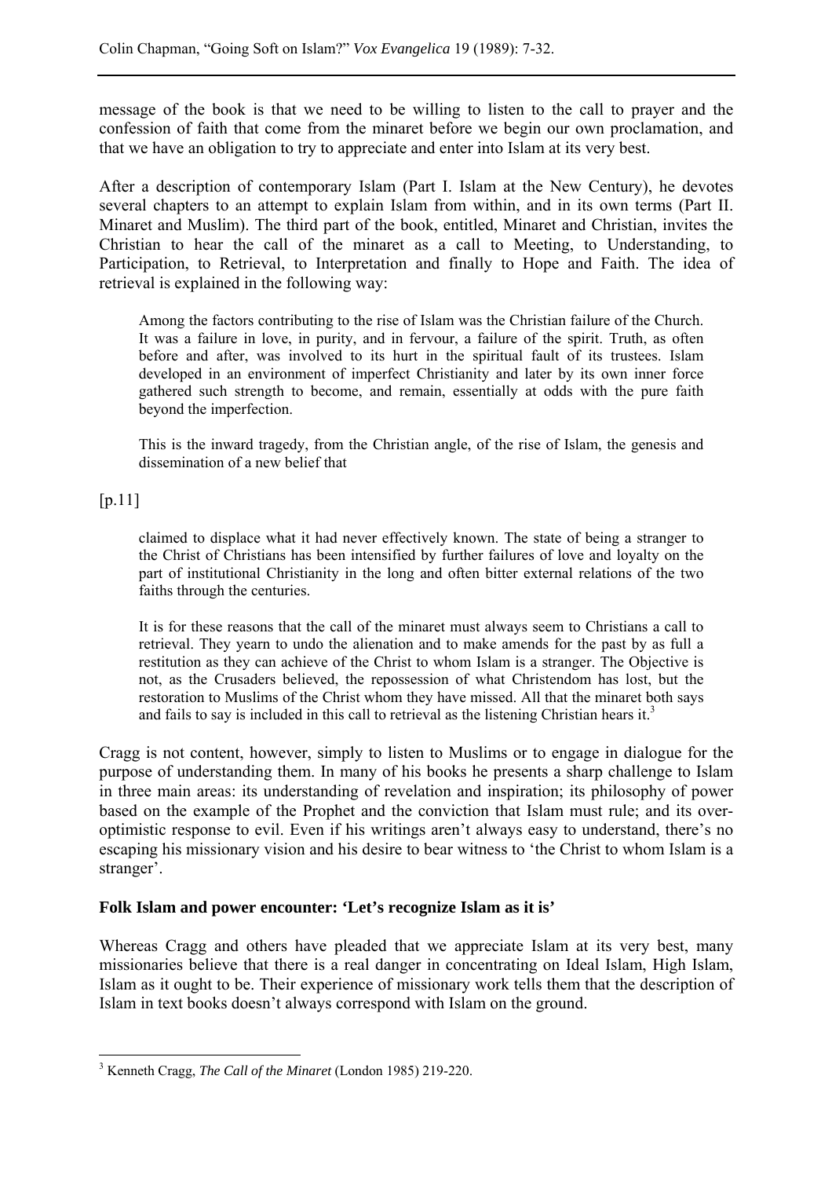message of the book is that we need to be willing to listen to the call to prayer and the confession of faith that come from the minaret before we begin our own proclamation, and that we have an obligation to try to appreciate and enter into Islam at its very best.

After a description of contemporary Islam (Part I. Islam at the New Century), he devotes several chapters to an attempt to explain Islam from within, and in its own terms (Part II. Minaret and Muslim). The third part of the book, entitled, Minaret and Christian, invites the Christian to hear the call of the minaret as a call to Meeting, to Understanding, to Participation, to Retrieval, to Interpretation and finally to Hope and Faith. The idea of retrieval is explained in the following way:

> Among the factors contributing to the rise of Islam was the Christian failure of the Church. It was a failure in love, in purity, and in fervour, a failure of the spirit. Truth, as often before and after, was involved to its hurt in the spiritual fault of its trustees. Islam developed in an environment of imperfect Christianity and later by its own inner force gathered such strength to become, and remain, essentially at odds with the pure faith beyond the imperfection.
>
> This is the inward tragedy, from the Christian angle, of the rise of Islam, the genesis and dissemination of a new belief that

[p.11]

> claimed to displace what it had never effectively known. The state of being a stranger to the Christ of Christians has been intensified by further failures of love and loyalty on the part of institutional Christianity in the long and often bitter external relations of the two faiths through the centuries.
>
> It is for these reasons that the call of the minaret must always seem to Christians a call to retrieval. They yearn to undo the alienation and to make amends for the past by as full a restitution as they can achieve of the Christ to whom Islam is a stranger. The Objective is not, as the Crusaders believed, the repossession of what Christendom has lost, but the restoration to Muslims of the Christ whom they have missed. All that the minaret both says and fails to say is included in this call to retrieval as the listening Christian hears it.[3]

Cragg is not content, however, simply to listen to Muslims or to engage in dialogue for the purpose of understanding them. In many of his books he presents a sharp challenge to Islam in three main areas: its understanding of revelation and inspiration; its philosophy of power based on the example of the Prophet and the conviction that Islam must rule; and its over-optimistic response to evil. Even if his writings aren't always easy to understand, there's no escaping his missionary vision and his desire to bear witness to 'the Christ to whom Islam is a stranger'.

### Folk Islam and power encounter: 'Let's recognize Islam as it is'

Whereas Cragg and others have pleaded that we appreciate Islam at its very best, many missionaries believe that there is a real danger in concentrating on Ideal Islam, High Islam, Islam as it ought to be. Their experience of missionary work tells them that the description of Islam in text books doesn't always correspond with Islam on the ground.

---

[3] Kenneth Cragg, *The Call of the Minaret* (London 1985) 219-220.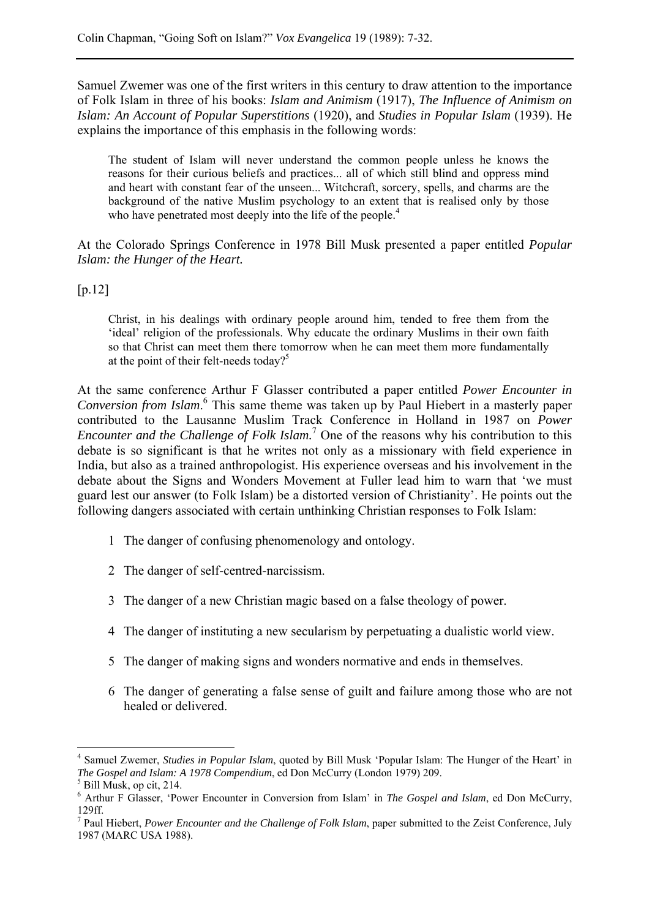Samuel Zwemer was one of the first writers in this century to draw attention to the importance of Folk Islam in three of his books: *Islam and Animism* (1917), *The Influence of Animism on Islam: An Account of Popular Superstitions* (1920), and *Studies in Popular Islam* (1939). He explains the importance of this emphasis in the following words:

> The student of Islam will never understand the common people unless he knows the reasons for their curious beliefs and practices... all of which still blind and oppress mind and heart with constant fear of the unseen... Witchcraft, sorcery, spells, and charms are the background of the native Muslim psychology to an extent that is realised only by those who have penetrated most deeply into the life of the people.[4]

At the Colorado Springs Conference in 1978 Bill Musk presented a paper entitled *Popular Islam: the Hunger of the Heart.*

[p.12]

> Christ, in his dealings with ordinary people around him, tended to free them from the 'ideal' religion of the professionals. Why educate the ordinary Muslims in their own faith so that Christ can meet them there tomorrow when he can meet them more fundamentally at the point of their felt-needs today?[5]

At the same conference Arthur F Glasser contributed a paper entitled *Power Encounter in Conversion from Islam*.[6] This same theme was taken up by Paul Hiebert in a masterly paper contributed to the Lausanne Muslim Track Conference in Holland in 1987 on *Power Encounter and the Challenge of Folk Islam.*[7] One of the reasons why his contribution to this debate is so significant is that he writes not only as a missionary with field experience in India, but also as a trained anthropologist. His experience overseas and his involvement in the debate about the Signs and Wonders Movement at Fuller lead him to warn that 'we must guard lest our answer (to Folk Islam) be a distorted version of Christianity'. He points out the following dangers associated with certain unthinking Christian responses to Folk Islam:

1. The danger of confusing phenomenology and ontology.
2. The danger of self-centred-narcissism.
3. The danger of a new Christian magic based on a false theology of power.
4. The danger of instituting a new secularism by perpetuating a dualistic world view.
5. The danger of making signs and wonders normative and ends in themselves.
6. The danger of generating a false sense of guilt and failure among those who are not healed or delivered.

---

[4] Samuel Zwemer, *Studies in Popular Islam*, quoted by Bill Musk 'Popular Islam: The Hunger of the Heart' in *The Gospel and Islam: A 1978 Compendium*, ed Don McCurry (London 1979) 209.

[5] Bill Musk, op cit, 214.

[6] Arthur F Glasser, 'Power Encounter in Conversion from Islam' in *The Gospel and Islam*, ed Don McCurry, 129ff.

[7] Paul Hiebert, *Power Encounter and the Challenge of Folk Islam*, paper submitted to the Zeist Conference, July 1987 (MARC USA 1988).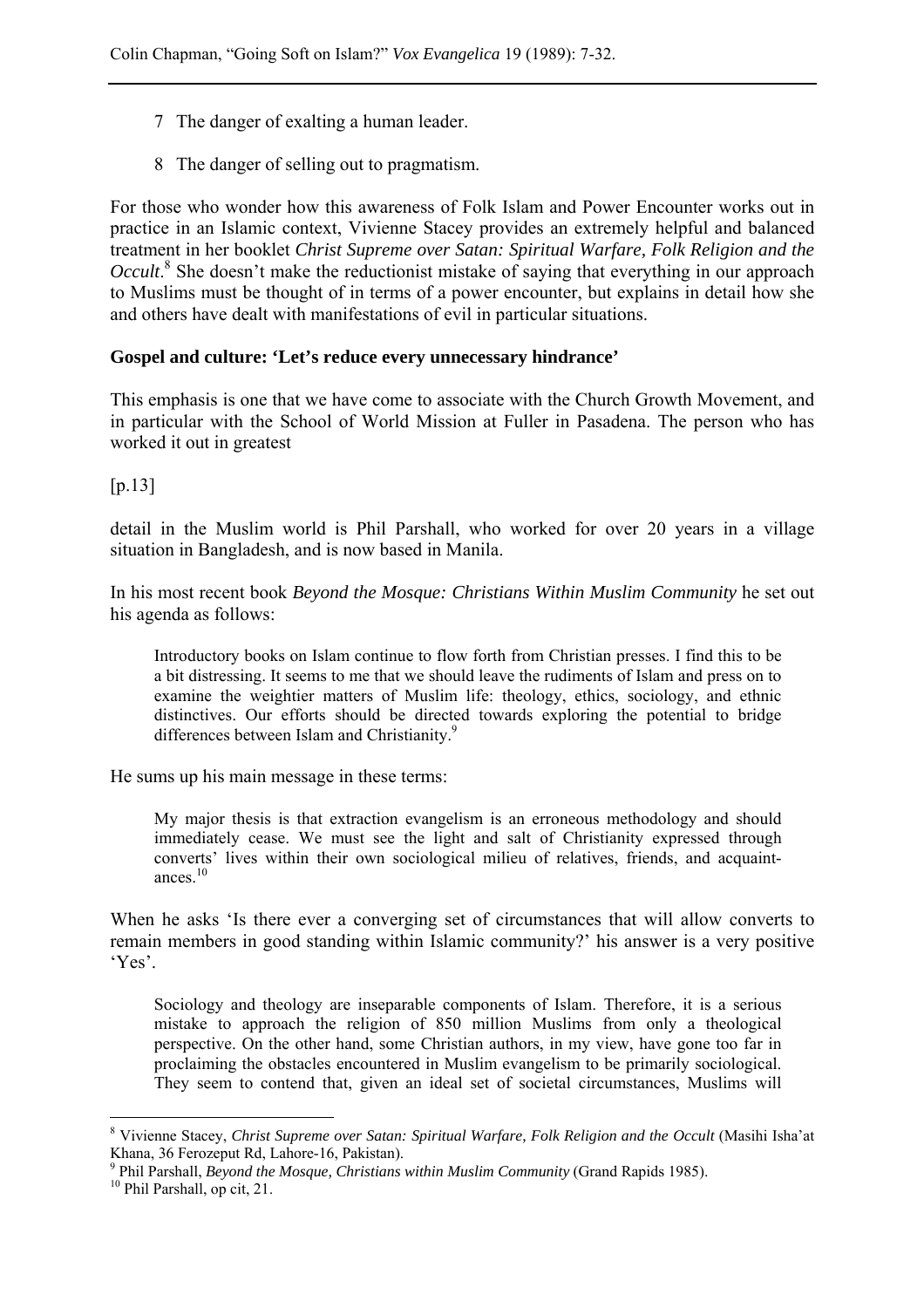7 The danger of exalting a human leader.

8 The danger of selling out to pragmatism.

For those who wonder how this awareness of Folk Islam and Power Encounter works out in practice in an Islamic context, Vivienne Stacey provides an extremely helpful and balanced treatment in her booklet *Christ Supreme over Satan: Spiritual Warfare, Folk Religion and the Occult*.[8] She doesn't make the reductionist mistake of saying that everything in our approach to Muslims must be thought of in terms of a power encounter, but explains in detail how she and others have dealt with manifestations of evil in particular situations.

### Gospel and culture: 'Let's reduce every unnecessary hindrance'

This emphasis is one that we have come to associate with the Church Growth Movement, and in particular with the School of World Mission at Fuller in Pasadena. The person who has worked it out in greatest

[p.13]

detail in the Muslim world is Phil Parshall, who worked for over 20 years in a village situation in Bangladesh, and is now based in Manila.

In his most recent book *Beyond the Mosque: Christians Within Muslim Community* he set out his agenda as follows:

> Introductory books on Islam continue to flow forth from Christian presses. I find this to be a bit distressing. It seems to me that we should leave the rudiments of Islam and press on to examine the weightier matters of Muslim life: theology, ethics, sociology, and ethnic distinctives. Our efforts should be directed towards exploring the potential to bridge differences between Islam and Christianity.[9]

He sums up his main message in these terms:

> My major thesis is that extraction evangelism is an erroneous methodology and should immediately cease. We must see the light and salt of Christianity expressed through converts' lives within their own sociological milieu of relatives, friends, and acquaintances.[10]

When he asks 'Is there ever a converging set of circumstances that will allow converts to remain members in good standing within Islamic community?' his answer is a very positive 'Yes'.

> Sociology and theology are inseparable components of Islam. Therefore, it is a serious mistake to approach the religion of 850 million Muslims from only a theological perspective. On the other hand, some Christian authors, in my view, have gone too far in proclaiming the obstacles encountered in Muslim evangelism to be primarily sociological. They seem to contend that, given an ideal set of societal circumstances, Muslims will

---

[8] Vivienne Stacey, *Christ Supreme over Satan: Spiritual Warfare, Folk Religion and the Occult* (Masihi Isha'at Khana, 36 Ferozeput Rd, Lahore-16, Pakistan).

[9] Phil Parshall, *Beyond the Mosque, Christians within Muslim Community* (Grand Rapids 1985).

[10] Phil Parshall, op cit, 21.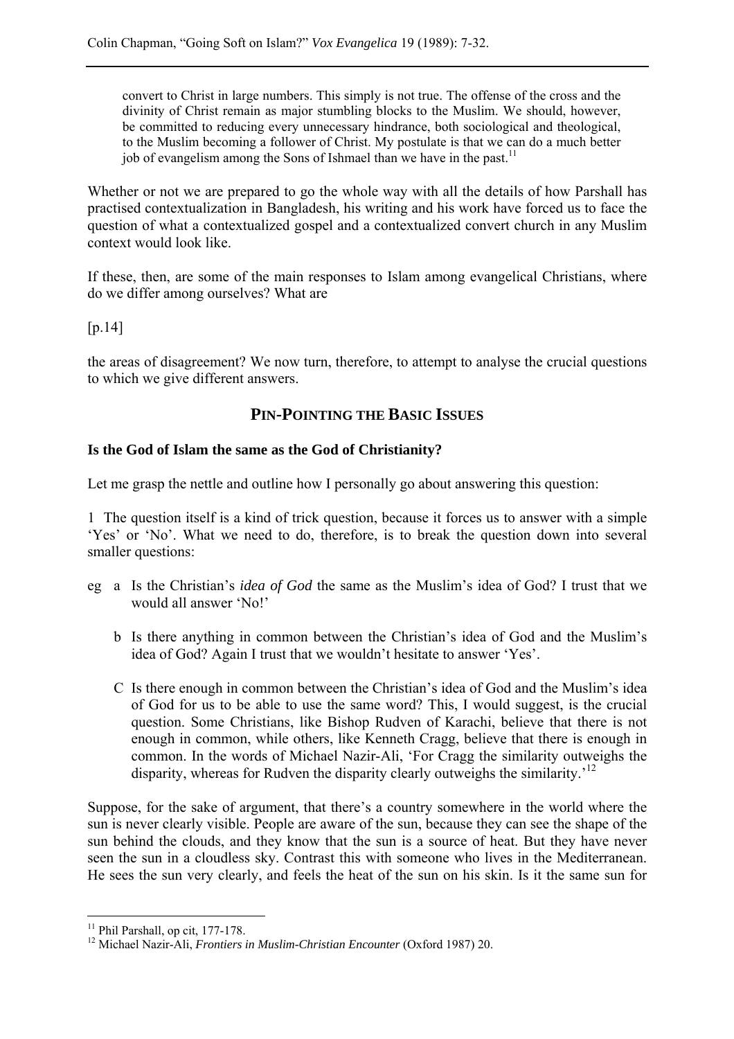> convert to Christ in large numbers. This simply is not true. The offense of the cross and the divinity of Christ remain as major stumbling blocks to the Muslim. We should, however, be committed to reducing every unnecessary hindrance, both sociological and theological, to the Muslim becoming a follower of Christ. My postulate is that we can do a much better job of evangelism among the Sons of Ishmael than we have in the past.[11]

Whether or not we are prepared to go the whole way with all the details of how Parshall has practised contextualization in Bangladesh, his writing and his work have forced us to face the question of what a contextualized gospel and a contextualized convert church in any Muslim context would look like.

If these, then, are some of the main responses to Islam among evangelical Christians, where do we differ among ourselves? What are

[p.14]

the areas of disagreement? We now turn, therefore, to attempt to analyse the crucial questions to which we give different answers.

## PIN-POINTING THE BASIC ISSUES

### Is the God of Islam the same as the God of Christianity?

Let me grasp the nettle and outline how I personally go about answering this question:

1 The question itself is a kind of trick question, because it forces us to answer with a simple 'Yes' or 'No'. What we need to do, therefore, is to break the question down into several smaller questions:

eg a Is the Christian's *idea of God* the same as the Muslim's idea of God? I trust that we would all answer 'No!'

b Is there anything in common between the Christian's idea of God and the Muslim's idea of God? Again I trust that we wouldn't hesitate to answer 'Yes'.

C Is there enough in common between the Christian's idea of God and the Muslim's idea of God for us to be able to use the same word? This, I would suggest, is the crucial question. Some Christians, like Bishop Rudven of Karachi, believe that there is not enough in common, while others, like Kenneth Cragg, believe that there is enough in common. In the words of Michael Nazir-Ali, 'For Cragg the similarity outweighs the disparity, whereas for Rudven the disparity clearly outweighs the similarity.'[12]

Suppose, for the sake of argument, that there's a country somewhere in the world where the sun is never clearly visible. People are aware of the sun, because they can see the shape of the sun behind the clouds, and they know that the sun is a source of heat. But they have never seen the sun in a cloudless sky. Contrast this with someone who lives in the Mediterranean. He sees the sun very clearly, and feels the heat of the sun on his skin. Is it the same sun for

---

[11] Phil Parshall, op cit, 177-178.

[12] Michael Nazir-Ali, *Frontiers in Muslim-Christian Encounter* (Oxford 1987) 20.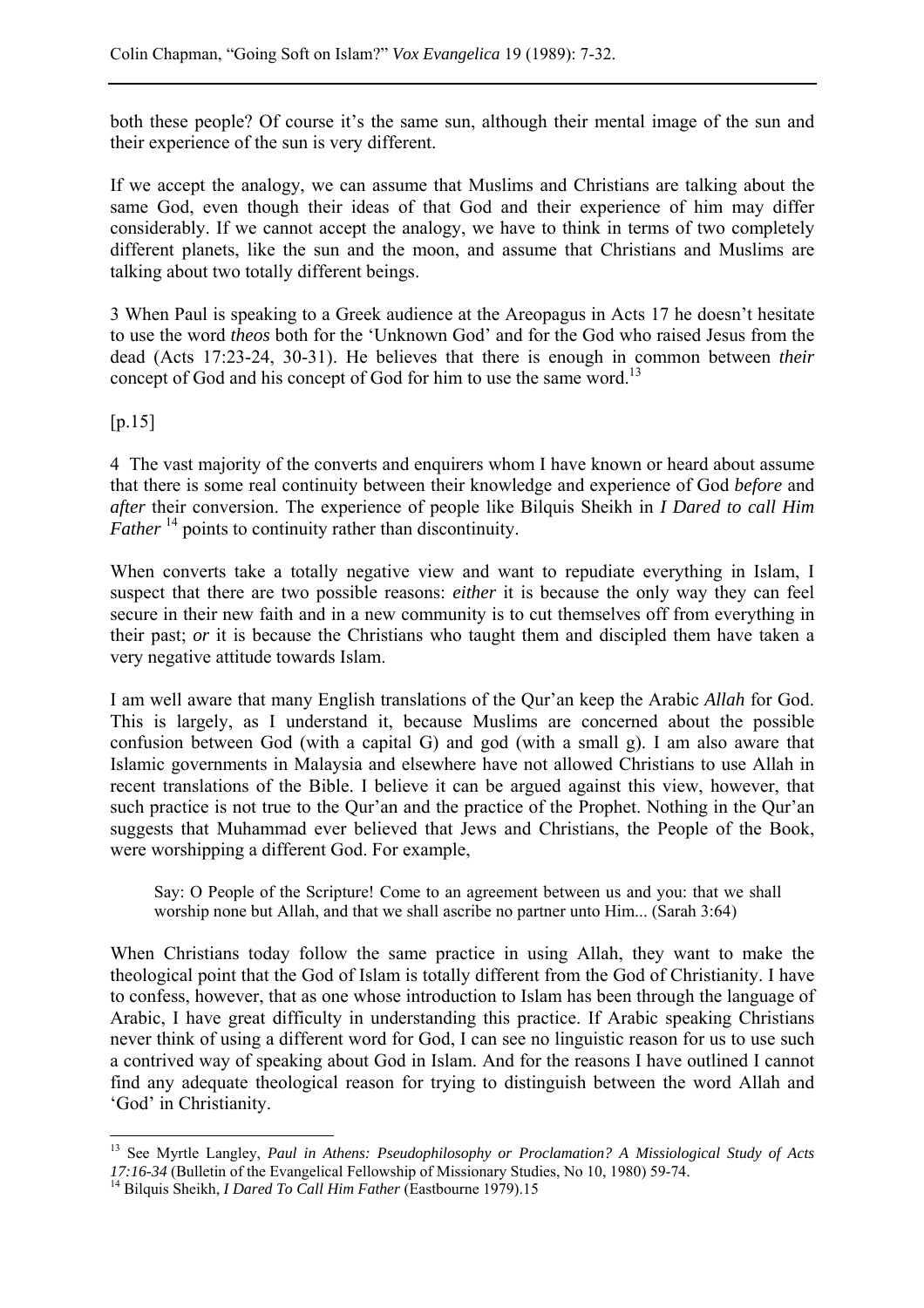both these people? Of course it's the same sun, although their mental image of the sun and their experience of the sun is very different.

If we accept the analogy, we can assume that Muslims and Christians are talking about the same God, even though their ideas of that God and their experience of him may differ considerably. If we cannot accept the analogy, we have to think in terms of two completely different planets, like the sun and the moon, and assume that Christians and Muslims are talking about two totally different beings.

3 When Paul is speaking to a Greek audience at the Areopagus in Acts 17 he doesn't hesitate to use the word *theos* both for the 'Unknown God' and for the God who raised Jesus from the dead (Acts 17:23-24, 30-31). He believes that there is enough in common between *their* concept of God and his concept of God for him to use the same word.[13]

[p.15]

4 The vast majority of the converts and enquirers whom I have known or heard about assume that there is some real continuity between their knowledge and experience of God *before* and *after* their conversion. The experience of people like Bilquis Sheikh in *I Dared to call Him Father* [14] points to continuity rather than discontinuity.

When converts take a totally negative view and want to repudiate everything in Islam, I suspect that there are two possible reasons: *either* it is because the only way they can feel secure in their new faith and in a new community is to cut themselves off from everything in their past; *or* it is because the Christians who taught them and discipled them have taken a very negative attitude towards Islam.

I am well aware that many English translations of the Qur'an keep the Arabic *Allah* for God. This is largely, as I understand it, because Muslims are concerned about the possible confusion between God (with a capital G) and god (with a small g). I am also aware that Islamic governments in Malaysia and elsewhere have not allowed Christians to use Allah in recent translations of the Bible. I believe it can be argued against this view, however, that such practice is not true to the Qur'an and the practice of the Prophet. Nothing in the Qur'an suggests that Muhammad ever believed that Jews and Christians, the People of the Book, were worshipping a different God. For example,

> Say: O People of the Scripture! Come to an agreement between us and you: that we shall worship none but Allah, and that we shall ascribe no partner unto Him... (Sarah 3:64)

When Christians today follow the same practice in using Allah, they want to make the theological point that the God of Islam is totally different from the God of Christianity. I have to confess, however, that as one whose introduction to Islam has been through the language of Arabic, I have great difficulty in understanding this practice. If Arabic speaking Christians never think of using a different word for God, I can see no linguistic reason for us to use such a contrived way of speaking about God in Islam. And for the reasons I have outlined I cannot find any adequate theological reason for trying to distinguish between the word Allah and 'God' in Christianity.

---

[13] See Myrtle Langley, *Paul in Athens: Pseudophilosophy or Proclamation? A Missiological Study of Acts 17:16-34* (Bulletin of the Evangelical Fellowship of Missionary Studies, No 10, 1980) 59-74.

[14] Bilquis Sheikh, *I Dared To Call Him Father* (Eastbourne 1979).15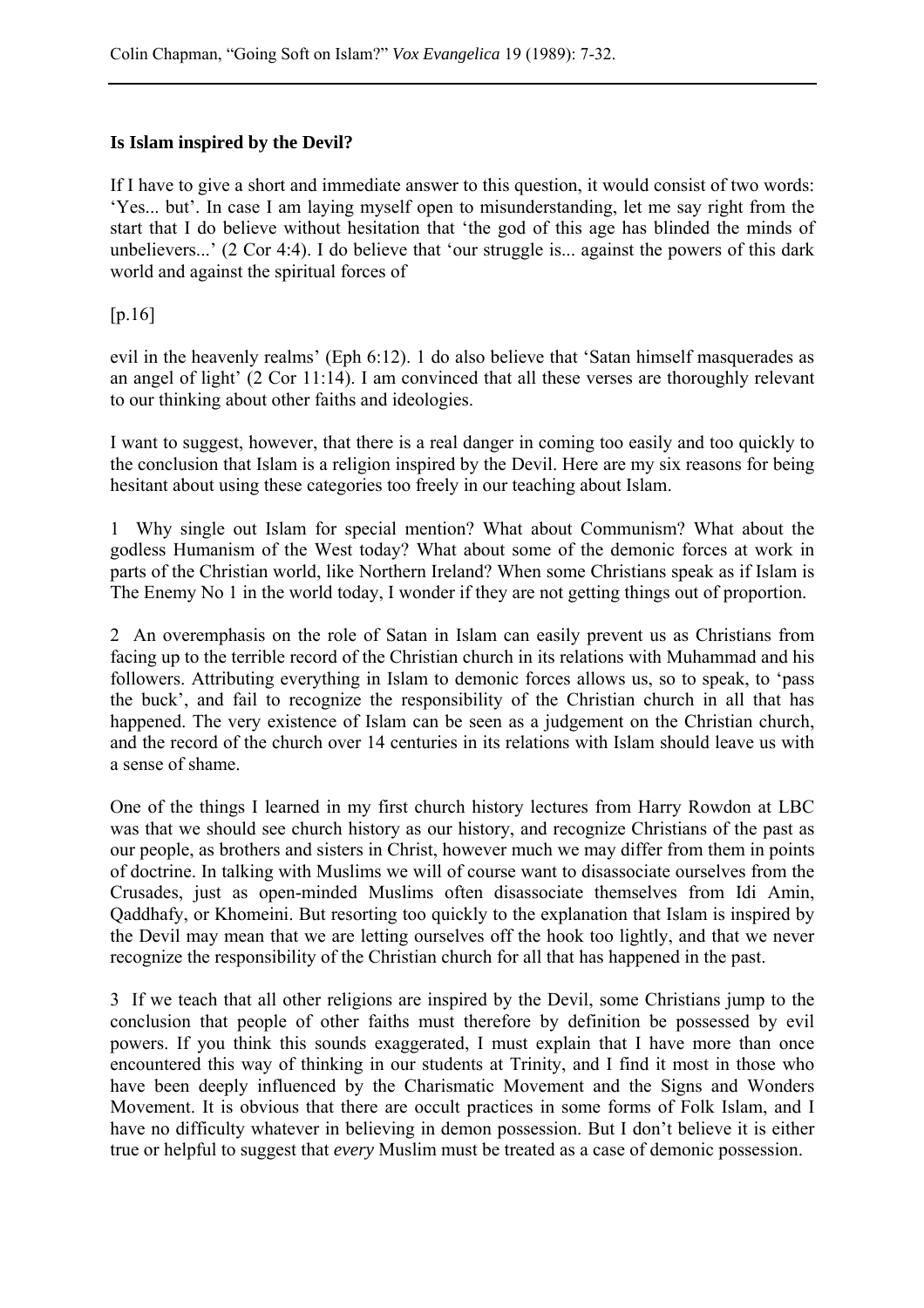**Is Islam inspired by the Devil?**

If I have to give a short and immediate answer to this question, it would consist of two words: 'Yes... but'. In case I am laying myself open to misunderstanding, let me say right from the start that I do believe without hesitation that 'the god of this age has blinded the minds of unbelievers...' (2 Cor 4:4). I do believe that 'our struggle is... against the powers of this dark world and against the spiritual forces of

[p.16]

evil in the heavenly realms' (Eph 6:12). 1 do also believe that 'Satan himself masquerades as an angel of light' (2 Cor 11:14). I am convinced that all these verses are thoroughly relevant to our thinking about other faiths and ideologies.

I want to suggest, however, that there is a real danger in coming too easily and too quickly to the conclusion that Islam is a religion inspired by the Devil. Here are my six reasons for being hesitant about using these categories too freely in our teaching about Islam.

1 Why single out Islam for special mention? What about Communism? What about the godless Humanism of the West today? What about some of the demonic forces at work in parts of the Christian world, like Northern Ireland? When some Christians speak as if Islam is The Enemy No 1 in the world today, I wonder if they are not getting things out of proportion.

2 An overemphasis on the role of Satan in Islam can easily prevent us as Christians from facing up to the terrible record of the Christian church in its relations with Muhammad and his followers. Attributing everything in Islam to demonic forces allows us, so to speak, to 'pass the buck', and fail to recognize the responsibility of the Christian church in all that has happened. The very existence of Islam can be seen as a judgement on the Christian church, and the record of the church over 14 centuries in its relations with Islam should leave us with a sense of shame.

One of the things I learned in my first church history lectures from Harry Rowdon at LBC was that we should see church history as our history, and recognize Christians of the past as our people, as brothers and sisters in Christ, however much we may differ from them in points of doctrine. In talking with Muslims we will of course want to disassociate ourselves from the Crusades, just as open-minded Muslims often disassociate themselves from Idi Amin, Qaddhafy, or Khomeini. But resorting too quickly to the explanation that Islam is inspired by the Devil may mean that we are letting ourselves off the hook too lightly, and that we never recognize the responsibility of the Christian church for all that has happened in the past.

3 If we teach that all other religions are inspired by the Devil, some Christians jump to the conclusion that people of other faiths must therefore by definition be possessed by evil powers. If you think this sounds exaggerated, I must explain that I have more than once encountered this way of thinking in our students at Trinity, and I find it most in those who have been deeply influenced by the Charismatic Movement and the Signs and Wonders Movement. It is obvious that there are occult practices in some forms of Folk Islam, and I have no difficulty whatever in believing in demon possession. But I don't believe it is either true or helpful to suggest that *every* Muslim must be treated as a case of demonic possession.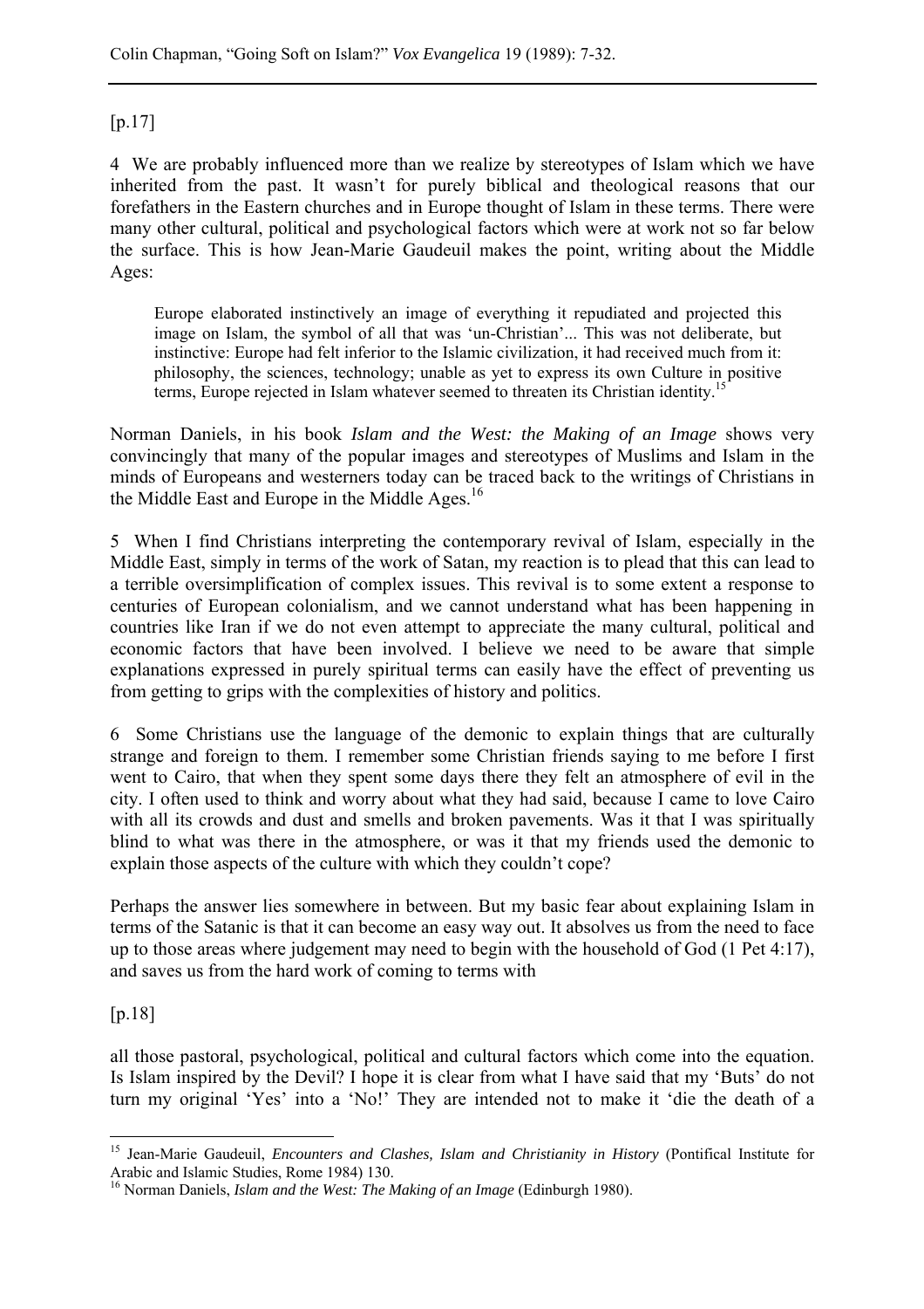[p.17]

4 We are probably influenced more than we realize by stereotypes of Islam which we have inherited from the past. It wasn't for purely biblical and theological reasons that our forefathers in the Eastern churches and in Europe thought of Islam in these terms. There were many other cultural, political and psychological factors which were at work not so far below the surface. This is how Jean-Marie Gaudeuil makes the point, writing about the Middle Ages:

> Europe elaborated instinctively an image of everything it repudiated and projected this image on Islam, the symbol of all that was 'un-Christian'... This was not deliberate, but instinctive: Europe had felt inferior to the Islamic civilization, it had received much from it: philosophy, the sciences, technology; unable as yet to express its own Culture in positive terms, Europe rejected in Islam whatever seemed to threaten its Christian identity.[15]

Norman Daniels, in his book *Islam and the West: the Making of an Image* shows very convincingly that many of the popular images and stereotypes of Muslims and Islam in the minds of Europeans and westerners today can be traced back to the writings of Christians in the Middle East and Europe in the Middle Ages.[16]

5 When I find Christians interpreting the contemporary revival of Islam, especially in the Middle East, simply in terms of the work of Satan, my reaction is to plead that this can lead to a terrible oversimplification of complex issues. This revival is to some extent a response to centuries of European colonialism, and we cannot understand what has been happening in countries like Iran if we do not even attempt to appreciate the many cultural, political and economic factors that have been involved. I believe we need to be aware that simple explanations expressed in purely spiritual terms can easily have the effect of preventing us from getting to grips with the complexities of history and politics.

6 Some Christians use the language of the demonic to explain things that are culturally strange and foreign to them. I remember some Christian friends saying to me before I first went to Cairo, that when they spent some days there they felt an atmosphere of evil in the city. I often used to think and worry about what they had said, because I came to love Cairo with all its crowds and dust and smells and broken pavements. Was it that I was spiritually blind to what was there in the atmosphere, or was it that my friends used the demonic to explain those aspects of the culture with which they couldn't cope?

Perhaps the answer lies somewhere in between. But my basic fear about explaining Islam in terms of the Satanic is that it can become an easy way out. It absolves us from the need to face up to those areas where judgement may need to begin with the household of God (1 Pet 4:17), and saves us from the hard work of coming to terms with

[p.18]

all those pastoral, psychological, political and cultural factors which come into the equation. Is Islam inspired by the Devil? I hope it is clear from what I have said that my 'Buts' do not turn my original 'Yes' into a 'No!' They are intended not to make it 'die the death of a

---

[15] Jean-Marie Gaudeuil, *Encounters and Clashes, Islam and Christianity in History* (Pontifical Institute for Arabic and Islamic Studies, Rome 1984) 130.

[16] Norman Daniels, *Islam and the West: The Making of an Image* (Edinburgh 1980).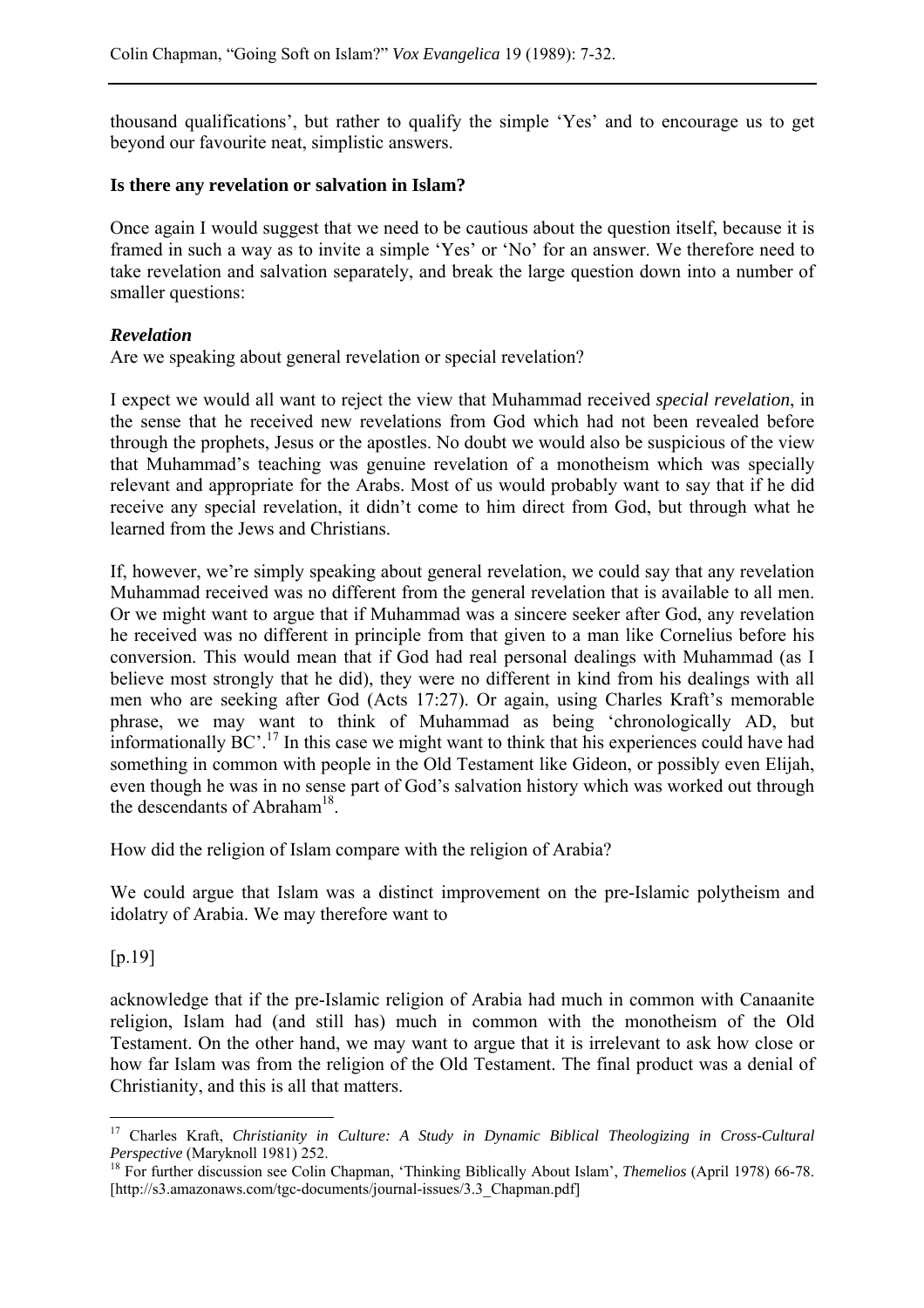thousand qualifications', but rather to qualify the simple 'Yes' and to encourage us to get beyond our favourite neat, simplistic answers.

**Is there any revelation or salvation in Islam?**

Once again I would suggest that we need to be cautious about the question itself, because it is framed in such a way as to invite a simple 'Yes' or 'No' for an answer. We therefore need to take revelation and salvation separately, and break the large question down into a number of smaller questions:

***Revelation***

Are we speaking about general revelation or special revelation?

I expect we would all want to reject the view that Muhammad received *special revelation*, in the sense that he received new revelations from God which had not been revealed before through the prophets, Jesus or the apostles. No doubt we would also be suspicious of the view that Muhammad's teaching was genuine revelation of a monotheism which was specially relevant and appropriate for the Arabs. Most of us would probably want to say that if he did receive any special revelation, it didn't come to him direct from God, but through what he learned from the Jews and Christians.

If, however, we're simply speaking about general revelation, we could say that any revelation Muhammad received was no different from the general revelation that is available to all men. Or we might want to argue that if Muhammad was a sincere seeker after God, any revelation he received was no different in principle from that given to a man like Cornelius before his conversion. This would mean that if God had real personal dealings with Muhammad (as I believe most strongly that he did), they were no different in kind from his dealings with all men who are seeking after God (Acts 17:27). Or again, using Charles Kraft's memorable phrase, we may want to think of Muhammad as being 'chronologically AD, but informationally BC'.[17] In this case we might want to think that his experiences could have had something in common with people in the Old Testament like Gideon, or possibly even Elijah, even though he was in no sense part of God's salvation history which was worked out through the descendants of Abraham[18].

How did the religion of Islam compare with the religion of Arabia?

We could argue that Islam was a distinct improvement on the pre-Islamic polytheism and idolatry of Arabia. We may therefore want to

[p.19]

acknowledge that if the pre-Islamic religion of Arabia had much in common with Canaanite religion, Islam had (and still has) much in common with the monotheism of the Old Testament. On the other hand, we may want to argue that it is irrelevant to ask how close or how far Islam was from the religion of the Old Testament. The final product was a denial of Christianity, and this is all that matters.

---

[17] Charles Kraft, *Christianity in Culture: A Study in Dynamic Biblical Theologizing in Cross-Cultural Perspective* (Maryknoll 1981) 252.

[18] For further discussion see Colin Chapman, 'Thinking Biblically About Islam', *Themelios* (April 1978) 66-78. [http://s3.amazonaws.com/tgc-documents/journal-issues/3.3_Chapman.pdf]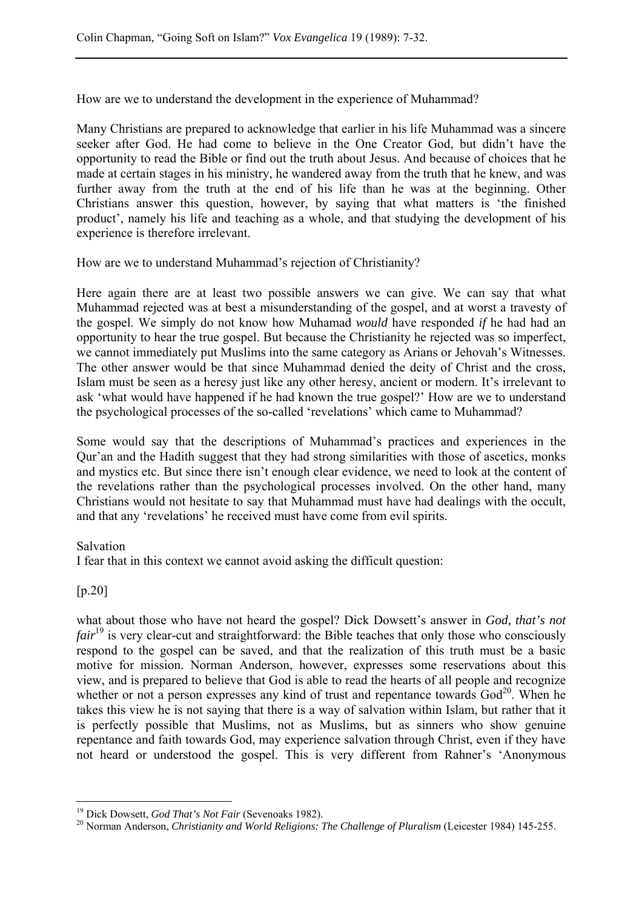How are we to understand the development in the experience of Muhammad?

Many Christians are prepared to acknowledge that earlier in his life Muhammad was a sincere seeker after God. He had come to believe in the One Creator God, but didn't have the opportunity to read the Bible or find out the truth about Jesus. And because of choices that he made at certain stages in his ministry, he wandered away from the truth that he knew, and was further away from the truth at the end of his life than he was at the beginning. Other Christians answer this question, however, by saying that what matters is 'the finished product', namely his life and teaching as a whole, and that studying the development of his experience is therefore irrelevant.

How are we to understand Muhammad's rejection of Christianity?

Here again there are at least two possible answers we can give. We can say that what Muhammad rejected was at best a misunderstanding of the gospel, and at worst a travesty of the gospel. We simply do not know how Muhamad *would* have responded *if* he had had an opportunity to hear the true gospel. But because the Christianity he rejected was so imperfect, we cannot immediately put Muslims into the same category as Arians or Jehovah's Witnesses. The other answer would be that since Muhammad denied the deity of Christ and the cross, Islam must be seen as a heresy just like any other heresy, ancient or modern. It's irrelevant to ask 'what would have happened if he had known the true gospel?' How are we to understand the psychological processes of the so-called 'revelations' which came to Muhammad?

Some would say that the descriptions of Muhammad's practices and experiences in the Qur'an and the Hadith suggest that they had strong similarities with those of ascetics, monks and mystics etc. But since there isn't enough clear evidence, we need to look at the content of the revelations rather than the psychological processes involved. On the other hand, many Christians would not hesitate to say that Muhammad must have had dealings with the occult, and that any 'revelations' he received must have come from evil spirits.

Salvation

I fear that in this context we cannot avoid asking the difficult question:

[p.20]

what about those who have not heard the gospel? Dick Dowsett's answer in *God, that's not fair*[19] is very clear-cut and straightforward: the Bible teaches that only those who consciously respond to the gospel can be saved, and that the realization of this truth must be a basic motive for mission. Norman Anderson, however, expresses some reservations about this view, and is prepared to believe that God is able to read the hearts of all people and recognize whether or not a person expresses any kind of trust and repentance towards God[20]. When he takes this view he is not saying that there is a way of salvation within Islam, but rather that it is perfectly possible that Muslims, not as Muslims, but as sinners who show genuine repentance and faith towards God, may experience salvation through Christ, even if they have not heard or understood the gospel. This is very different from Rahner's 'Anonymous

---

[19] Dick Dowsett, *God That's Not Fair* (Sevenoaks 1982).

[20] Norman Anderson, *Christianity and World Religions: The Challenge of Pluralism* (Leicester 1984) 145-255.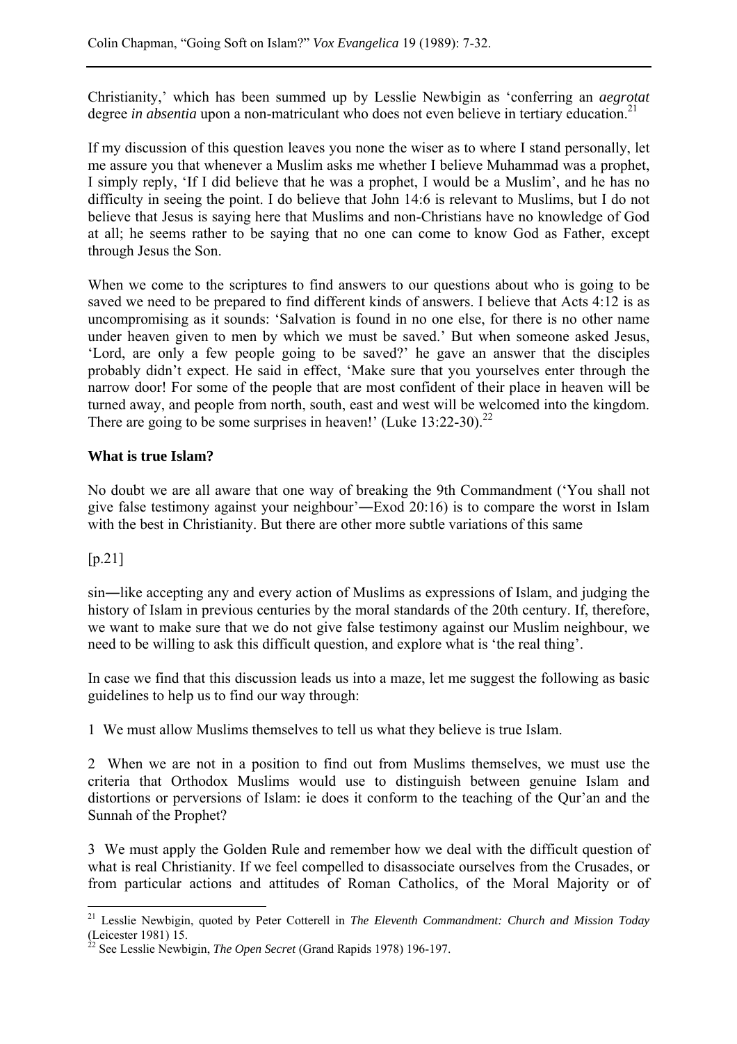Christianity,' which has been summed up by Lesslie Newbigin as 'conferring an *aegrotat* degree *in absentia* upon a non-matriculant who does not even believe in tertiary education.[21]

If my discussion of this question leaves you none the wiser as to where I stand personally, let me assure you that whenever a Muslim asks me whether I believe Muhammad was a prophet, I simply reply, 'If I did believe that he was a prophet, I would be a Muslim', and he has no difficulty in seeing the point. I do believe that John 14:6 is relevant to Muslims, but I do not believe that Jesus is saying here that Muslims and non-Christians have no knowledge of God at all; he seems rather to be saying that no one can come to know God as Father, except through Jesus the Son.

When we come to the scriptures to find answers to our questions about who is going to be saved we need to be prepared to find different kinds of answers. I believe that Acts 4:12 is as uncompromising as it sounds: 'Salvation is found in no one else, for there is no other name under heaven given to men by which we must be saved.' But when someone asked Jesus, 'Lord, are only a few people going to be saved?' he gave an answer that the disciples probably didn't expect. He said in effect, 'Make sure that you yourselves enter through the narrow door! For some of the people that are most confident of their place in heaven will be turned away, and people from north, south, east and west will be welcomed into the kingdom. There are going to be some surprises in heaven!' (Luke 13:22-30).[22]

### What is true Islam?

No doubt we are all aware that one way of breaking the 9th Commandment ('You shall not give false testimony against your neighbour'―Exod 20:16) is to compare the worst in Islam with the best in Christianity. But there are other more subtle variations of this same

[p.21]

sin―like accepting any and every action of Muslims as expressions of Islam, and judging the history of Islam in previous centuries by the moral standards of the 20th century. If, therefore, we want to make sure that we do not give false testimony against our Muslim neighbour, we need to be willing to ask this difficult question, and explore what is 'the real thing'.

In case we find that this discussion leads us into a maze, let me suggest the following as basic guidelines to help us to find our way through:

1 We must allow Muslims themselves to tell us what they believe is true Islam.

2 When we are not in a position to find out from Muslims themselves, we must use the criteria that Orthodox Muslims would use to distinguish between genuine Islam and distortions or perversions of Islam: ie does it conform to the teaching of the Qur'an and the Sunnah of the Prophet?

3 We must apply the Golden Rule and remember how we deal with the difficult question of what is real Christianity. If we feel compelled to disassociate ourselves from the Crusades, or from particular actions and attitudes of Roman Catholics, of the Moral Majority or of

---

[21] Lesslie Newbigin, quoted by Peter Cotterell in *The Eleventh Commandment: Church and Mission Today* (Leicester 1981) 15.

[22] See Lesslie Newbigin, *The Open Secret* (Grand Rapids 1978) 196-197.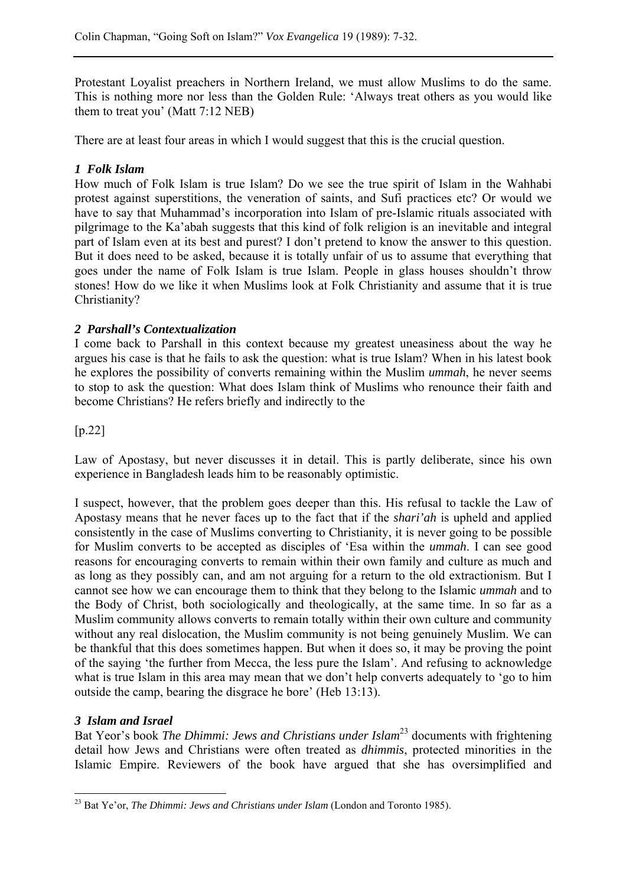Protestant Loyalist preachers in Northern Ireland, we must allow Muslims to do the same. This is nothing more nor less than the Golden Rule: 'Always treat others as you would like them to treat you' (Matt 7:12 NEB)

There are at least four areas in which I would suggest that this is the crucial question.

### *1 Folk Islam*

How much of Folk Islam is true Islam? Do we see the true spirit of Islam in the Wahhabi protest against superstitions, the veneration of saints, and Sufi practices etc? Or would we have to say that Muhammad's incorporation into Islam of pre-Islamic rituals associated with pilgrimage to the Ka'abah suggests that this kind of folk religion is an inevitable and integral part of Islam even at its best and purest? I don't pretend to know the answer to this question. But it does need to be asked, because it is totally unfair of us to assume that everything that goes under the name of Folk Islam is true Islam. People in glass houses shouldn't throw stones! How do we like it when Muslims look at Folk Christianity and assume that it is true Christianity?

### *2 Parshall's Contextualization*

I come back to Parshall in this context because my greatest uneasiness about the way he argues his case is that he fails to ask the question: what is true Islam? When in his latest book he explores the possibility of converts remaining within the Muslim *ummah*, he never seems to stop to ask the question: What does Islam think of Muslims who renounce their faith and become Christians? He refers briefly and indirectly to the

[p.22]

Law of Apostasy, but never discusses it in detail. This is partly deliberate, since his own experience in Bangladesh leads him to be reasonably optimistic.

I suspect, however, that the problem goes deeper than this. His refusal to tackle the Law of Apostasy means that he never faces up to the fact that if the *shari'ah* is upheld and applied consistently in the case of Muslims converting to Christianity, it is never going to be possible for Muslim converts to be accepted as disciples of 'Esa within the *ummah*. I can see good reasons for encouraging converts to remain within their own family and culture as much and as long as they possibly can, and am not arguing for a return to the old extractionism. But I cannot see how we can encourage them to think that they belong to the Islamic *ummah* and to the Body of Christ, both sociologically and theologically, at the same time. In so far as a Muslim community allows converts to remain totally within their own culture and community without any real dislocation, the Muslim community is not being genuinely Muslim. We can be thankful that this does sometimes happen. But when it does so, it may be proving the point of the saying 'the further from Mecca, the less pure the Islam'. And refusing to acknowledge what is true Islam in this area may mean that we don't help converts adequately to 'go to him outside the camp, bearing the disgrace he bore' (Heb 13:13).

### *3 Islam and Israel*

Bat Yeor's book *The Dhimmi: Jews and Christians under Islam*[23] documents with frightening detail how Jews and Christians were often treated as *dhimmis*, protected minorities in the Islamic Empire. Reviewers of the book have argued that she has oversimplified and

[23] Bat Ye'or, *The Dhimmi: Jews and Christians under Islam* (London and Toronto 1985).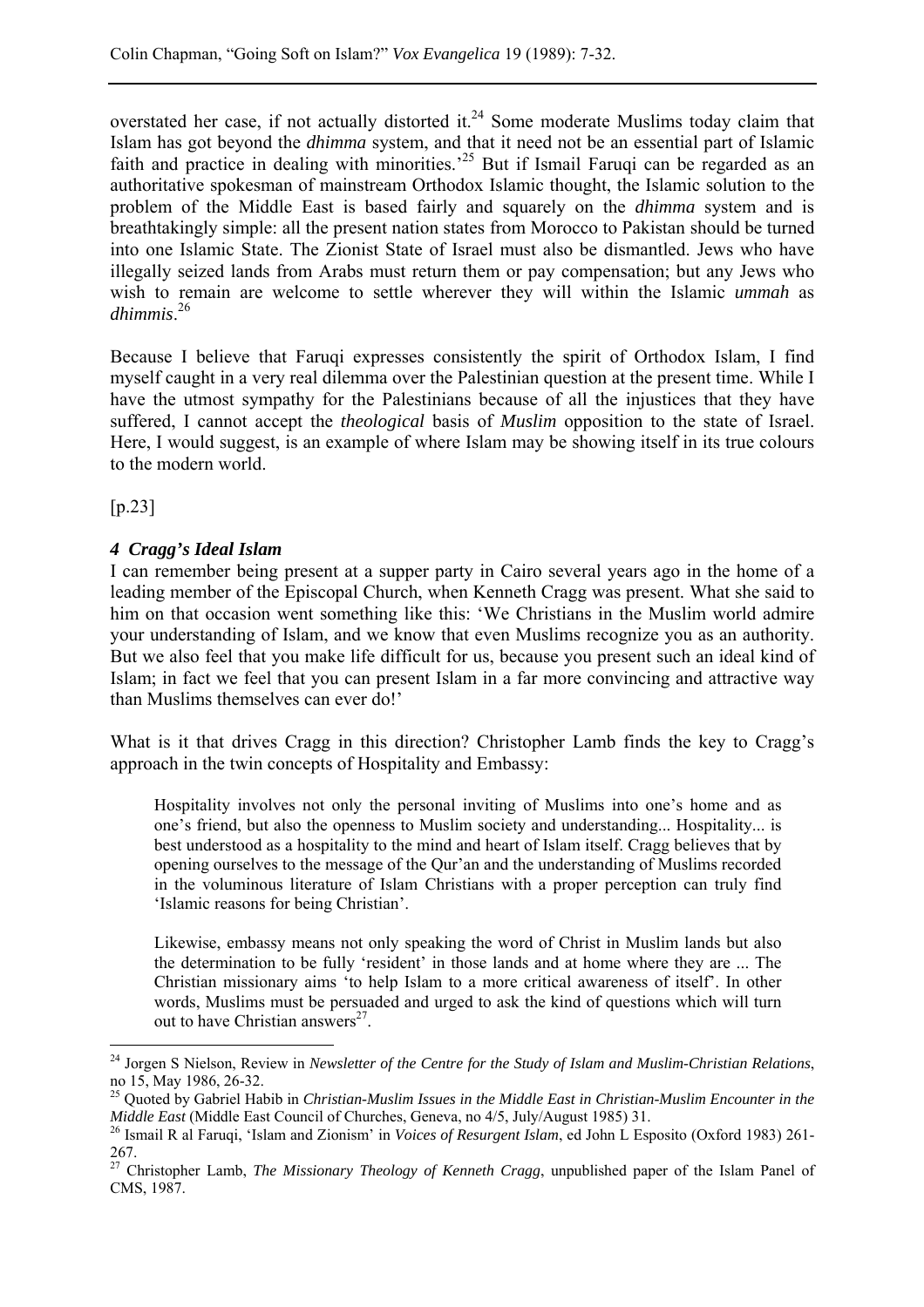overstated her case, if not actually distorted it.[24] Some moderate Muslims today claim that Islam has got beyond the *dhimma* system, and that it need not be an essential part of Islamic faith and practice in dealing with minorities.'[25] But if Ismail Faruqi can be regarded as an authoritative spokesman of mainstream Orthodox Islamic thought, the Islamic solution to the problem of the Middle East is based fairly and squarely on the *dhimma* system and is breathtakingly simple: all the present nation states from Morocco to Pakistan should be turned into one Islamic State. The Zionist State of Israel must also be dismantled. Jews who have illegally seized lands from Arabs must return them or pay compensation; but any Jews who wish to remain are welcome to settle wherever they will within the Islamic *ummah* as *dhimmis*.[26]

Because I believe that Faruqi expresses consistently the spirit of Orthodox Islam, I find myself caught in a very real dilemma over the Palestinian question at the present time. While I have the utmost sympathy for the Palestinians because of all the injustices that they have suffered, I cannot accept the *theological* basis of *Muslim* opposition to the state of Israel. Here, I would suggest, is an example of where Islam may be showing itself in its true colours to the modern world.

[p.23]

### *4 Cragg's Ideal Islam*

I can remember being present at a supper party in Cairo several years ago in the home of a leading member of the Episcopal Church, when Kenneth Cragg was present. What she said to him on that occasion went something like this: 'We Christians in the Muslim world admire your understanding of Islam, and we know that even Muslims recognize you as an authority. But we also feel that you make life difficult for us, because you present such an ideal kind of Islam; in fact we feel that you can present Islam in a far more convincing and attractive way than Muslims themselves can ever do!'

What is it that drives Cragg in this direction? Christopher Lamb finds the key to Cragg's approach in the twin concepts of Hospitality and Embassy:

> Hospitality involves not only the personal inviting of Muslims into one's home and as one's friend, but also the openness to Muslim society and understanding... Hospitality... is best understood as a hospitality to the mind and heart of Islam itself. Cragg believes that by opening ourselves to the message of the Qur'an and the understanding of Muslims recorded in the voluminous literature of Islam Christians with a proper perception can truly find 'Islamic reasons for being Christian'.
>
> Likewise, embassy means not only speaking the word of Christ in Muslim lands but also the determination to be fully 'resident' in those lands and at home where they are ... The Christian missionary aims 'to help Islam to a more critical awareness of itself'. In other words, Muslims must be persuaded and urged to ask the kind of questions which will turn out to have Christian answers[27].

---

[24] Jorgen S Nielson, Review in *Newsletter of the Centre for the Study of Islam and Muslim-Christian Relations*, no 15, May 1986, 26-32.

[25] Quoted by Gabriel Habib in *Christian-Muslim Issues in the Middle East in Christian-Muslim Encounter in the Middle East* (Middle East Council of Churches, Geneva, no 4/5, July/August 1985) 31.

[26] Ismail R al Faruqi, 'Islam and Zionism' in *Voices of Resurgent Islam*, ed John L Esposito (Oxford 1983) 261-267.

[27] Christopher Lamb, *The Missionary Theology of Kenneth Cragg*, unpublished paper of the Islam Panel of CMS, 1987.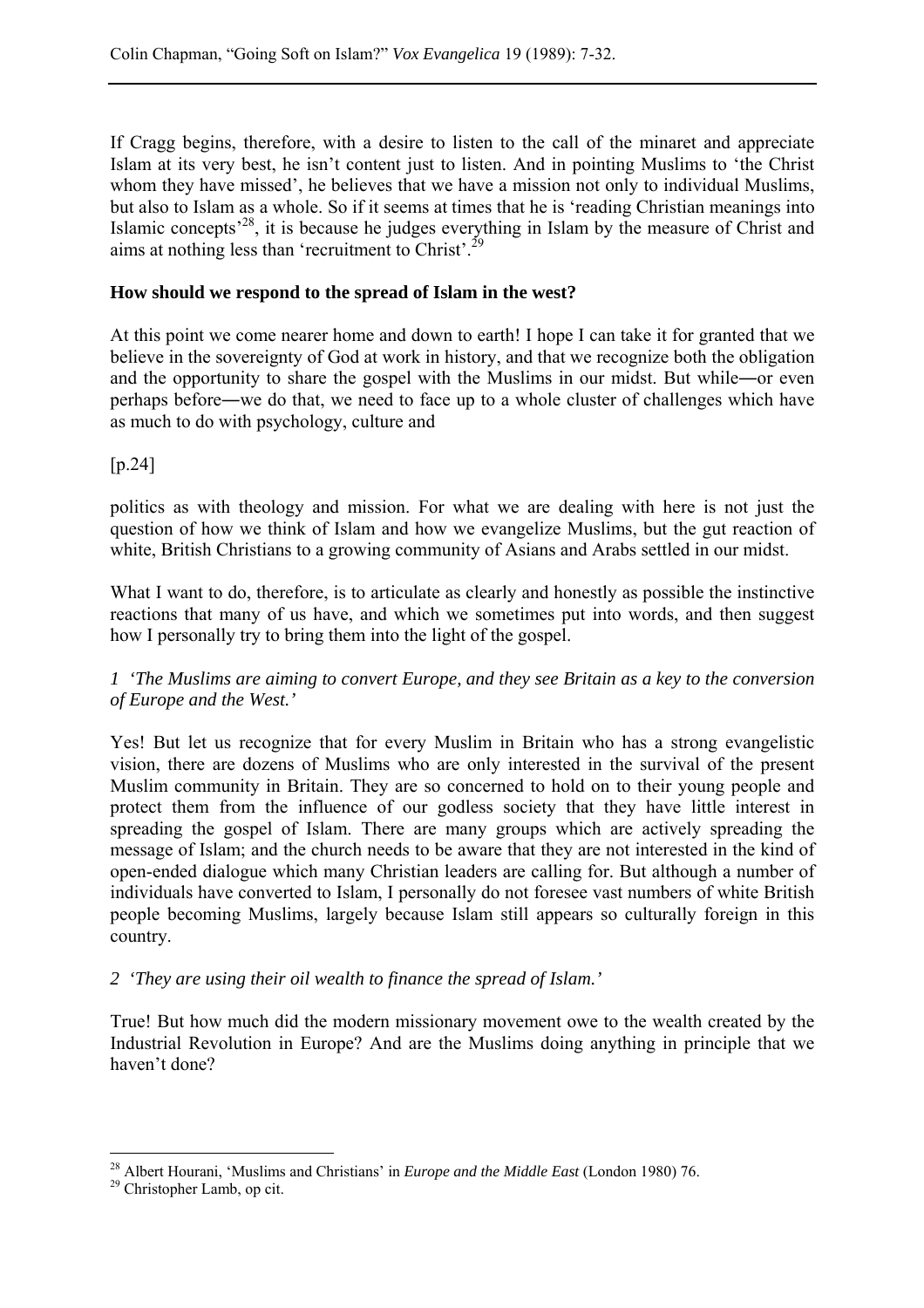If Cragg begins, therefore, with a desire to listen to the call of the minaret and appreciate Islam at its very best, he isn't content just to listen. And in pointing Muslims to 'the Christ whom they have missed', he believes that we have a mission not only to individual Muslims, but also to Islam as a whole. So if it seems at times that he is 'reading Christian meanings into Islamic concepts'[28], it is because he judges everything in Islam by the measure of Christ and aims at nothing less than 'recruitment to Christ'.[29]

**How should we respond to the spread of Islam in the west?**

At this point we come nearer home and down to earth! I hope I can take it for granted that we believe in the sovereignty of God at work in history, and that we recognize both the obligation and the opportunity to share the gospel with the Muslims in our midst. But while―or even perhaps before―we do that, we need to face up to a whole cluster of challenges which have as much to do with psychology, culture and

[p.24]

politics as with theology and mission. For what we are dealing with here is not just the question of how we think of Islam and how we evangelize Muslims, but the gut reaction of white, British Christians to a growing community of Asians and Arabs settled in our midst.

What I want to do, therefore, is to articulate as clearly and honestly as possible the instinctive reactions that many of us have, and which we sometimes put into words, and then suggest how I personally try to bring them into the light of the gospel.

*1 'The Muslims are aiming to convert Europe, and they see Britain as a key to the conversion of Europe and the West.'*

Yes! But let us recognize that for every Muslim in Britain who has a strong evangelistic vision, there are dozens of Muslims who are only interested in the survival of the present Muslim community in Britain. They are so concerned to hold on to their young people and protect them from the influence of our godless society that they have little interest in spreading the gospel of Islam. There are many groups which are actively spreading the message of Islam; and the church needs to be aware that they are not interested in the kind of open-ended dialogue which many Christian leaders are calling for. But although a number of individuals have converted to Islam, I personally do not foresee vast numbers of white British people becoming Muslims, largely because Islam still appears so culturally foreign in this country.

*2 'They are using their oil wealth to finance the spread of Islam.'*

True! But how much did the modern missionary movement owe to the wealth created by the Industrial Revolution in Europe? And are the Muslims doing anything in principle that we haven't done?

---

[28] Albert Hourani, 'Muslims and Christians' in *Europe and the Middle East* (London 1980) 76.

[29] Christopher Lamb, op cit.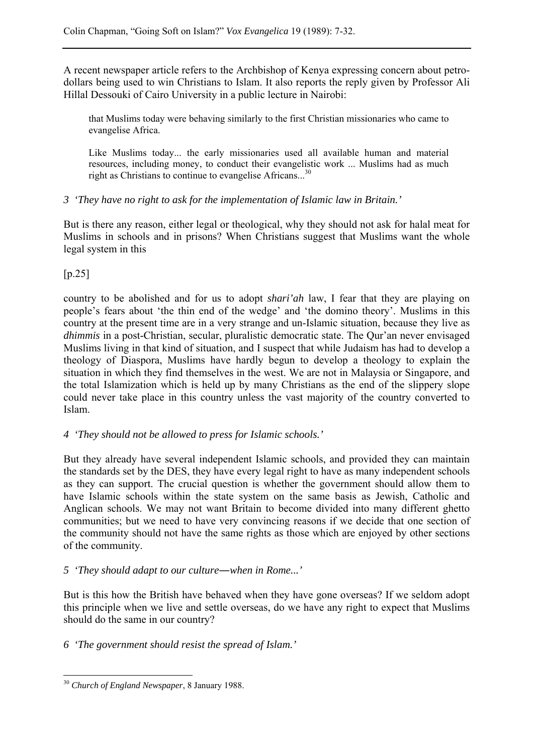A recent newspaper article refers to the Archbishop of Kenya expressing concern about petro-dollars being used to win Christians to Islam. It also reports the reply given by Professor Ali Hillal Dessouki of Cairo University in a public lecture in Nairobi:

> that Muslims today were behaving similarly to the first Christian missionaries who came to evangelise Africa.
>
> Like Muslims today... the early missionaries used all available human and material resources, including money, to conduct their evangelistic work ... Muslims had as much right as Christians to continue to evangelise Africans...[30]

*3 'They have no right to ask for the implementation of Islamic law in Britain.'*

But is there any reason, either legal or theological, why they should not ask for halal meat for Muslims in schools and in prisons? When Christians suggest that Muslims want the whole legal system in this

[p.25]

country to be abolished and for us to adopt *shari'ah* law, I fear that they are playing on people's fears about 'the thin end of the wedge' and 'the domino theory'. Muslims in this country at the present time are in a very strange and un-Islamic situation, because they live as *dhimmis* in a post-Christian, secular, pluralistic democratic state. The Qur'an never envisaged Muslims living in that kind of situation, and I suspect that while Judaism has had to develop a theology of Diaspora, Muslims have hardly begun to develop a theology to explain the situation in which they find themselves in the west. We are not in Malaysia or Singapore, and the total Islamization which is held up by many Christians as the end of the slippery slope could never take place in this country unless the vast majority of the country converted to Islam.

*4 'They should not be allowed to press for Islamic schools.'*

But they already have several independent Islamic schools, and provided they can maintain the standards set by the DES, they have every legal right to have as many independent schools as they can support. The crucial question is whether the government should allow them to have Islamic schools within the state system on the same basis as Jewish, Catholic and Anglican schools. We may not want Britain to become divided into many different ghetto communities; but we need to have very convincing reasons if we decide that one section of the community should not have the same rights as those which are enjoyed by other sections of the community.

*5 'They should adapt to our culture—when in Rome...'*

But is this how the British have behaved when they have gone overseas? If we seldom adopt this principle when we live and settle overseas, do we have any right to expect that Muslims should do the same in our country?

*6 'The government should resist the spread of Islam.'*

---

[30] *Church of England Newspaper*, 8 January 1988.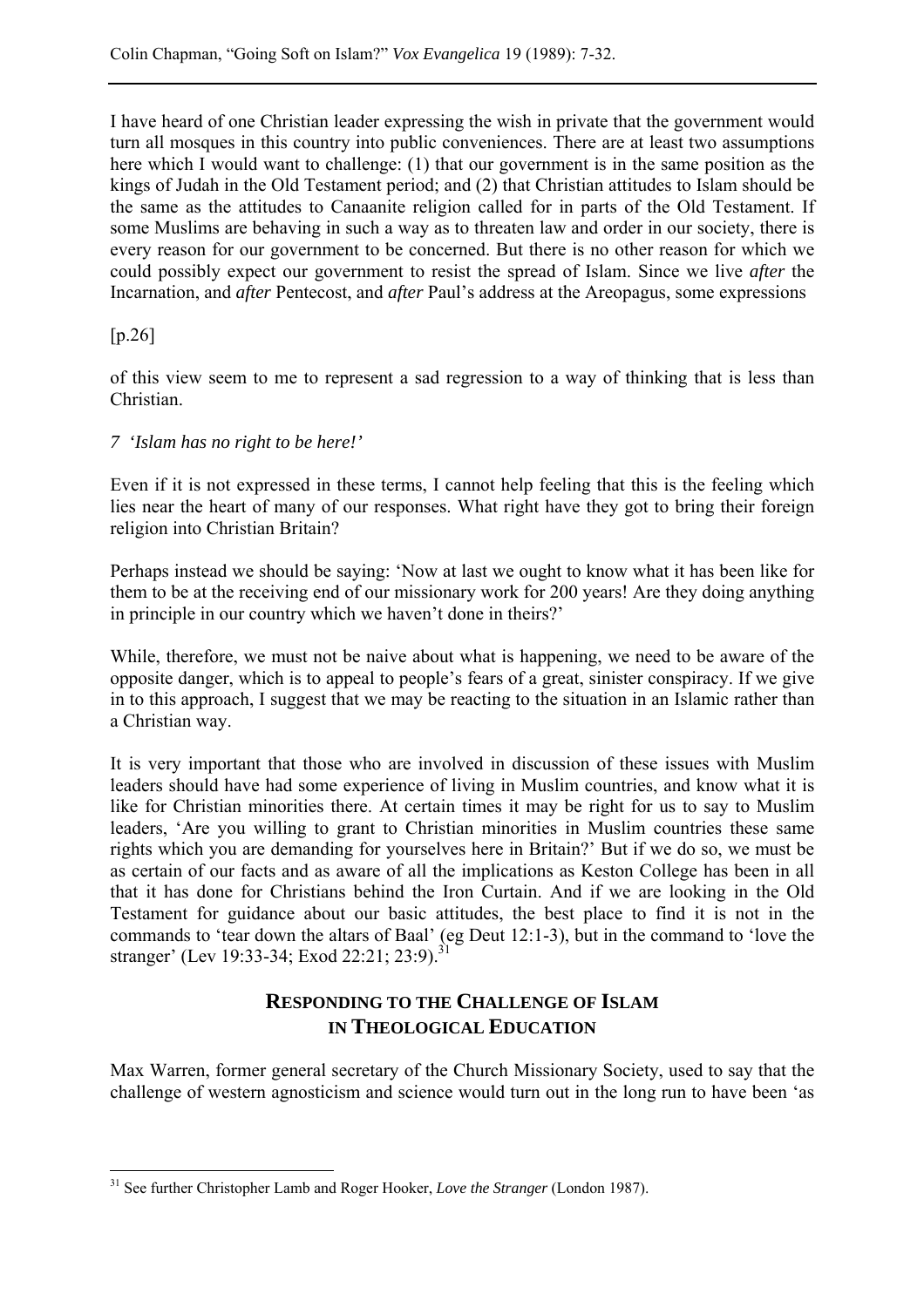I have heard of one Christian leader expressing the wish in private that the government would turn all mosques in this country into public conveniences. There are at least two assumptions here which I would want to challenge: (1) that our government is in the same position as the kings of Judah in the Old Testament period; and (2) that Christian attitudes to Islam should be the same as the attitudes to Canaanite religion called for in parts of the Old Testament. If some Muslims are behaving in such a way as to threaten law and order in our society, there is every reason for our government to be concerned. But there is no other reason for which we could possibly expect our government to resist the spread of Islam. Since we live *after* the Incarnation, and *after* Pentecost, and *after* Paul's address at the Areopagus, some expressions

[p.26]

of this view seem to me to represent a sad regression to a way of thinking that is less than Christian.

*7 'Islam has no right to be here!'*

Even if it is not expressed in these terms, I cannot help feeling that this is the feeling which lies near the heart of many of our responses. What right have they got to bring their foreign religion into Christian Britain?

Perhaps instead we should be saying: 'Now at last we ought to know what it has been like for them to be at the receiving end of our missionary work for 200 years! Are they doing anything in principle in our country which we haven't done in theirs?'

While, therefore, we must not be naive about what is happening, we need to be aware of the opposite danger, which is to appeal to people's fears of a great, sinister conspiracy. If we give in to this approach, I suggest that we may be reacting to the situation in an Islamic rather than a Christian way.

It is very important that those who are involved in discussion of these issues with Muslim leaders should have had some experience of living in Muslim countries, and know what it is like for Christian minorities there. At certain times it may be right for us to say to Muslim leaders, 'Are you willing to grant to Christian minorities in Muslim countries these same rights which you are demanding for yourselves here in Britain?' But if we do so, we must be as certain of our facts and as aware of all the implications as Keston College has been in all that it has done for Christians behind the Iron Curtain. And if we are looking in the Old Testament for guidance about our basic attitudes, the best place to find it is not in the commands to 'tear down the altars of Baal' (eg Deut 12:1-3), but in the command to 'love the stranger' (Lev 19:33-34; Exod 22:21; 23:9).[31]

## RESPONDING TO THE CHALLENGE OF ISLAM IN THEOLOGICAL EDUCATION

Max Warren, former general secretary of the Church Missionary Society, used to say that the challenge of western agnosticism and science would turn out in the long run to have been 'as

---

[31] See further Christopher Lamb and Roger Hooker, *Love the Stranger* (London 1987).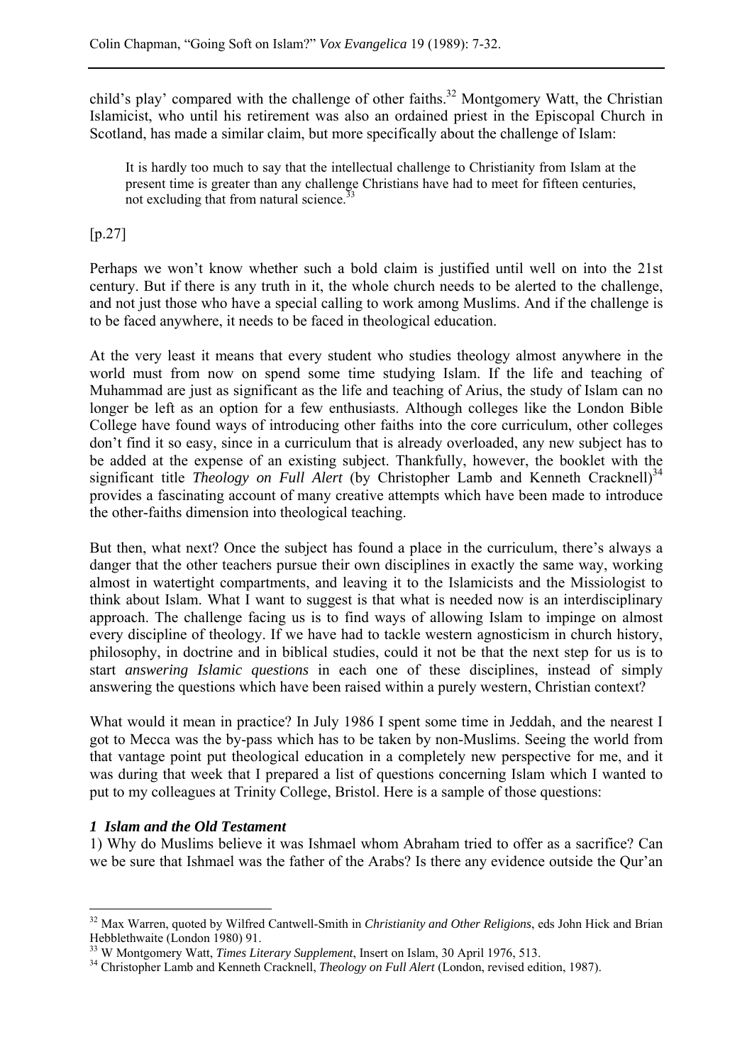child's play' compared with the challenge of other faiths.[32] Montgomery Watt, the Christian Islamicist, who until his retirement was also an ordained priest in the Episcopal Church in Scotland, has made a similar claim, but more specifically about the challenge of Islam:

> It is hardly too much to say that the intellectual challenge to Christianity from Islam at the present time is greater than any challenge Christians have had to meet for fifteen centuries, not excluding that from natural science.[33]

[p.27]

Perhaps we won't know whether such a bold claim is justified until well on into the 21st century. But if there is any truth in it, the whole church needs to be alerted to the challenge, and not just those who have a special calling to work among Muslims. And if the challenge is to be faced anywhere, it needs to be faced in theological education.

At the very least it means that every student who studies theology almost anywhere in the world must from now on spend some time studying Islam. If the life and teaching of Muhammad are just as significant as the life and teaching of Arius, the study of Islam can no longer be left as an option for a few enthusiasts. Although colleges like the London Bible College have found ways of introducing other faiths into the core curriculum, other colleges don't find it so easy, since in a curriculum that is already overloaded, any new subject has to be added at the expense of an existing subject. Thankfully, however, the booklet with the significant title *Theology on Full Alert* (by Christopher Lamb and Kenneth Cracknell)[34] provides a fascinating account of many creative attempts which have been made to introduce the other-faiths dimension into theological teaching.

But then, what next? Once the subject has found a place in the curriculum, there's always a danger that the other teachers pursue their own disciplines in exactly the same way, working almost in watertight compartments, and leaving it to the Islamicists and the Missiologist to think about Islam. What I want to suggest is that what is needed now is an interdisciplinary approach. The challenge facing us is to find ways of allowing Islam to impinge on almost every discipline of theology. If we have had to tackle western agnosticism in church history, philosophy, in doctrine and in biblical studies, could it not be that the next step for us is to start *answering Islamic questions* in each one of these disciplines, instead of simply answering the questions which have been raised within a purely western, Christian context?

What would it mean in practice? In July 1986 I spent some time in Jeddah, and the nearest I got to Mecca was the by-pass which has to be taken by non-Muslims. Seeing the world from that vantage point put theological education in a completely new perspective for me, and it was during that week that I prepared a list of questions concerning Islam which I wanted to put to my colleagues at Trinity College, Bristol. Here is a sample of those questions:

### *1 Islam and the Old Testament*

1) Why do Muslims believe it was Ishmael whom Abraham tried to offer as a sacrifice? Can we be sure that Ishmael was the father of the Arabs? Is there any evidence outside the Qur'an

---

[32] Max Warren, quoted by Wilfred Cantwell-Smith in *Christianity and Other Religions*, eds John Hick and Brian Hebblethwaite (London 1980) 91.

[33] W Montgomery Watt, *Times Literary Supplement*, Insert on Islam, 30 April 1976, 513.

[34] Christopher Lamb and Kenneth Cracknell, *Theology on Full Alert* (London, revised edition, 1987).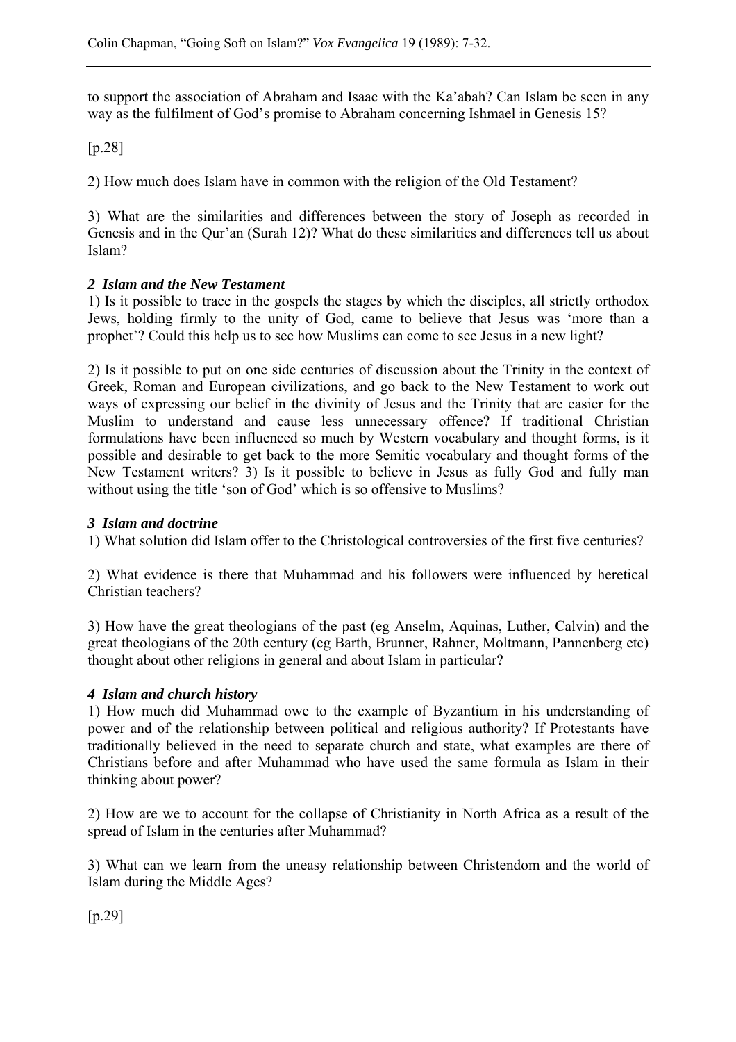to support the association of Abraham and Isaac with the Ka'abah? Can Islam be seen in any way as the fulfilment of God's promise to Abraham concerning Ishmael in Genesis 15?

[p.28]

2) How much does Islam have in common with the religion of the Old Testament?

3) What are the similarities and differences between the story of Joseph as recorded in Genesis and in the Qur'an (Surah 12)? What do these similarities and differences tell us about Islam?

### *2 Islam and the New Testament*

1) Is it possible to trace in the gospels the stages by which the disciples, all strictly orthodox Jews, holding firmly to the unity of God, came to believe that Jesus was 'more than a prophet'? Could this help us to see how Muslims can come to see Jesus in a new light?

2) Is it possible to put on one side centuries of discussion about the Trinity in the context of Greek, Roman and European civilizations, and go back to the New Testament to work out ways of expressing our belief in the divinity of Jesus and the Trinity that are easier for the Muslim to understand and cause less unnecessary offence? If traditional Christian formulations have been influenced so much by Western vocabulary and thought forms, is it possible and desirable to get back to the more Semitic vocabulary and thought forms of the New Testament writers? 3) Is it possible to believe in Jesus as fully God and fully man without using the title 'son of God' which is so offensive to Muslims?

### *3 Islam and doctrine*

1) What solution did Islam offer to the Christological controversies of the first five centuries?

2) What evidence is there that Muhammad and his followers were influenced by heretical Christian teachers?

3) How have the great theologians of the past (eg Anselm, Aquinas, Luther, Calvin) and the great theologians of the 20th century (eg Barth, Brunner, Rahner, Moltmann, Pannenberg etc) thought about other religions in general and about Islam in particular?

### *4 Islam and church history*

1) How much did Muhammad owe to the example of Byzantium in his understanding of power and of the relationship between political and religious authority? If Protestants have traditionally believed in the need to separate church and state, what examples are there of Christians before and after Muhammad who have used the same formula as Islam in their thinking about power?

2) How are we to account for the collapse of Christianity in North Africa as a result of the spread of Islam in the centuries after Muhammad?

3) What can we learn from the uneasy relationship between Christendom and the world of Islam during the Middle Ages?

[p.29]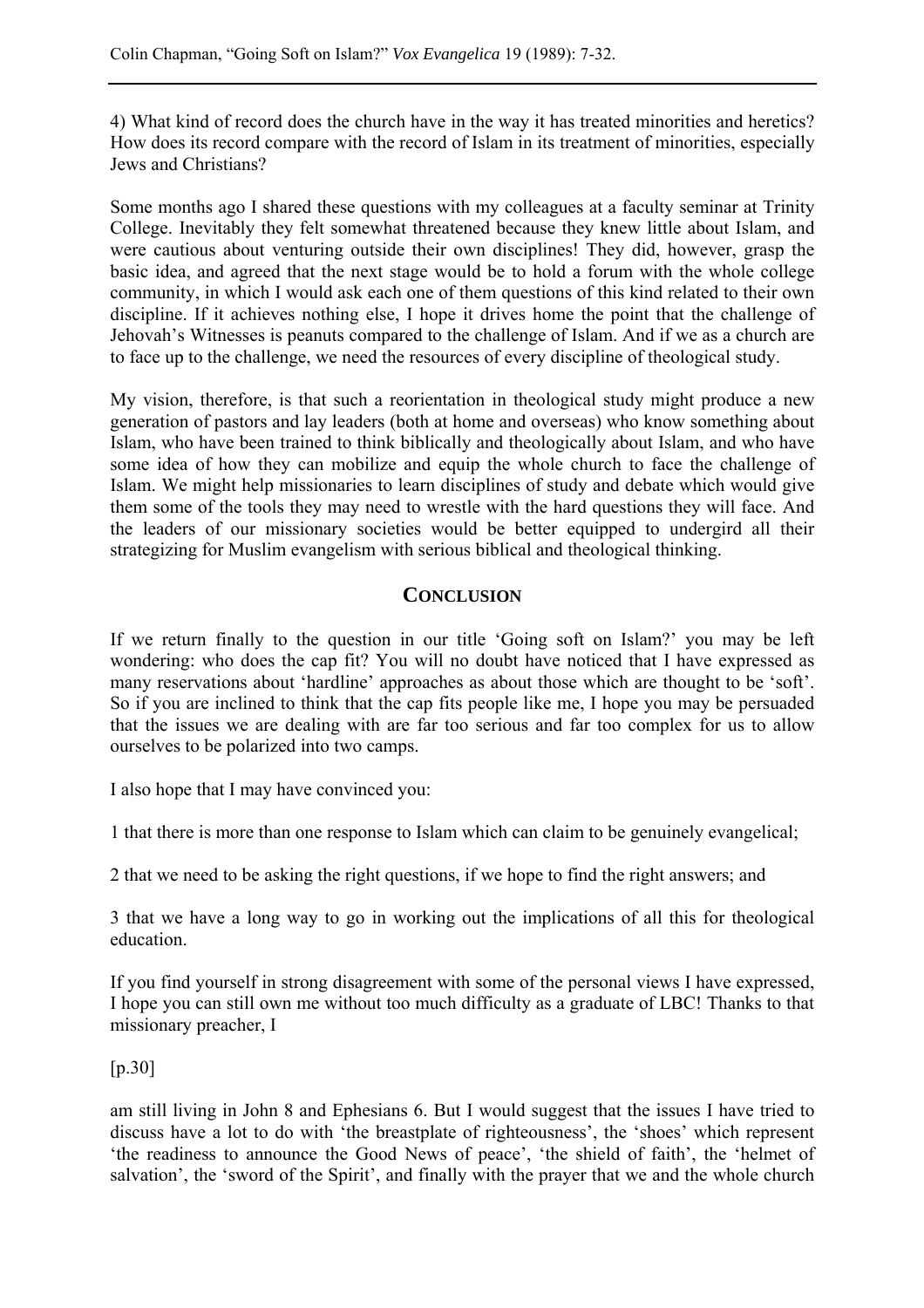4) What kind of record does the church have in the way it has treated minorities and heretics? How does its record compare with the record of Islam in its treatment of minorities, especially Jews and Christians?

Some months ago I shared these questions with my colleagues at a faculty seminar at Trinity College. Inevitably they felt somewhat threatened because they knew little about Islam, and were cautious about venturing outside their own disciplines! They did, however, grasp the basic idea, and agreed that the next stage would be to hold a forum with the whole college community, in which I would ask each one of them questions of this kind related to their own discipline. If it achieves nothing else, I hope it drives home the point that the challenge of Jehovah's Witnesses is peanuts compared to the challenge of Islam. And if we as a church are to face up to the challenge, we need the resources of every discipline of theological study.

My vision, therefore, is that such a reorientation in theological study might produce a new generation of pastors and lay leaders (both at home and overseas) who know something about Islam, who have been trained to think biblically and theologically about Islam, and who have some idea of how they can mobilize and equip the whole church to face the challenge of Islam. We might help missionaries to learn disciplines of study and debate which would give them some of the tools they may need to wrestle with the hard questions they will face. And the leaders of our missionary societies would be better equipped to undergird all their strategizing for Muslim evangelism with serious biblical and theological thinking.

## CONCLUSION

If we return finally to the question in our title 'Going soft on Islam?' you may be left wondering: who does the cap fit? You will no doubt have noticed that I have expressed as many reservations about 'hardline' approaches as about those which are thought to be 'soft'. So if you are inclined to think that the cap fits people like me, I hope you may be persuaded that the issues we are dealing with are far too serious and far too complex for us to allow ourselves to be polarized into two camps.

I also hope that I may have convinced you:

1 that there is more than one response to Islam which can claim to be genuinely evangelical;

2 that we need to be asking the right questions, if we hope to find the right answers; and

3 that we have a long way to go in working out the implications of all this for theological education.

If you find yourself in strong disagreement with some of the personal views I have expressed, I hope you can still own me without too much difficulty as a graduate of LBC! Thanks to that missionary preacher, I

[p.30]

am still living in John 8 and Ephesians 6. But I would suggest that the issues I have tried to discuss have a lot to do with 'the breastplate of righteousness', the 'shoes' which represent 'the readiness to announce the Good News of peace', 'the shield of faith', the 'helmet of salvation', the 'sword of the Spirit', and finally with the prayer that we and the whole church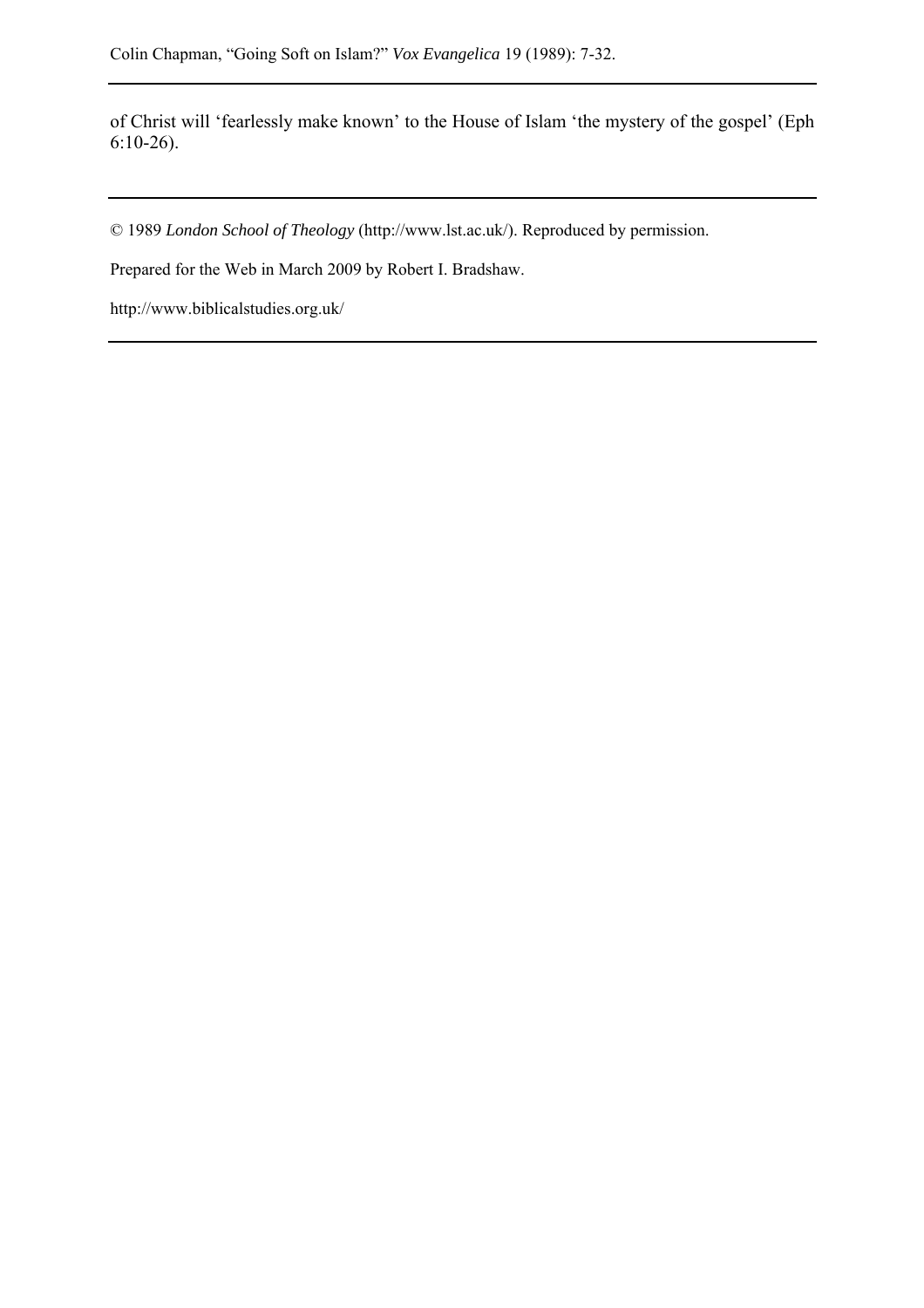of Christ will 'fearlessly make known' to the House of Islam 'the mystery of the gospel' (Eph 6:10-26).

---

© 1989 *London School of Theology* (http://www.lst.ac.uk/). Reproduced by permission.

Prepared for the Web in March 2009 by Robert I. Bradshaw.

http://www.biblicalstudies.org.uk/